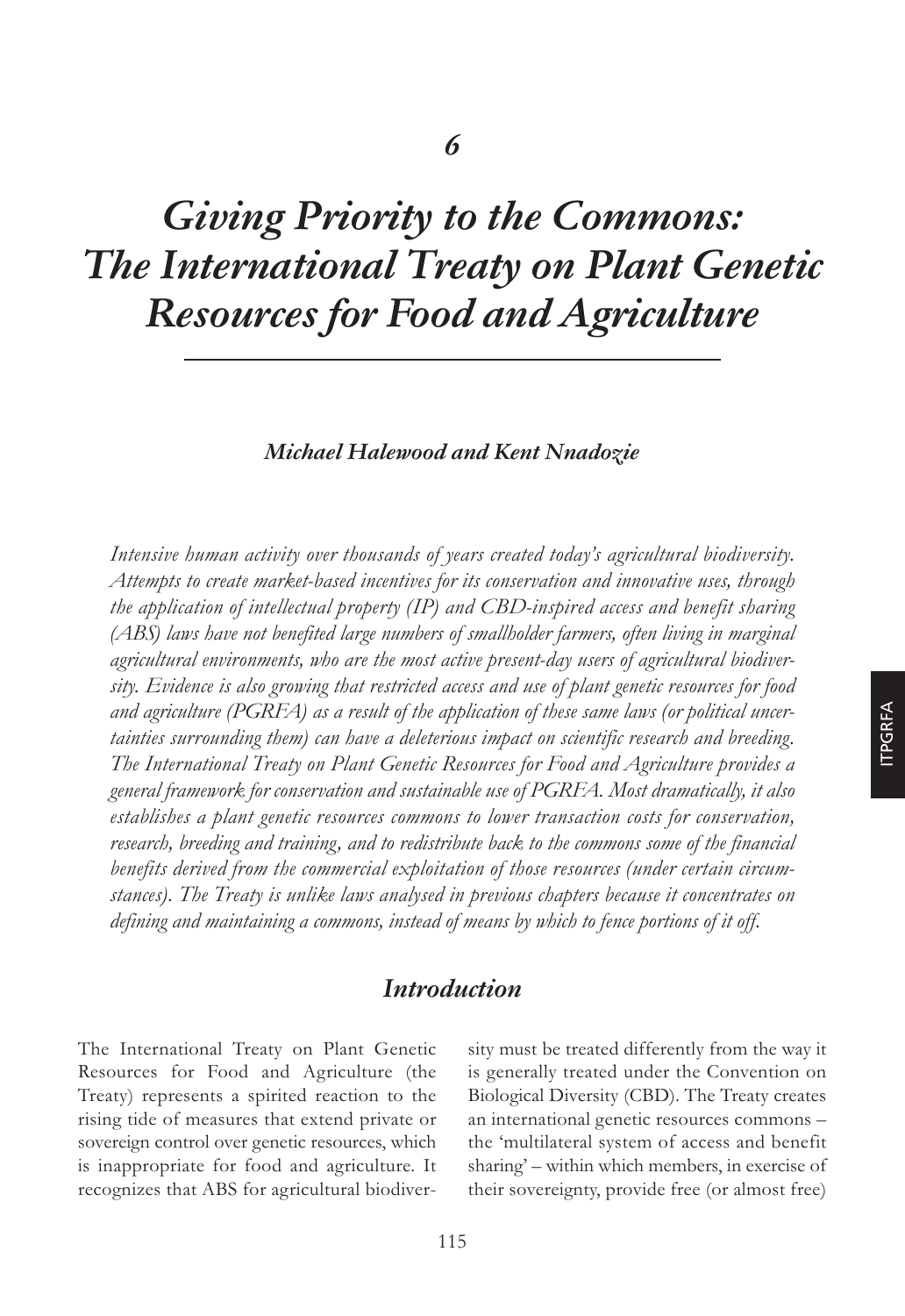*6*

# *Giving Priority to the Commons: The International Treaty on Plant Genetic Resources for Food and Agriculture*

***Michael Halewood and Kent Nnadozie***

*Intensive human activity over thousands of years created today's agricultural biodiversity. Attempts to create market-based incentives for its conservation and innovative uses, through the application of intellectual property (IP) and CBD-inspired access and benefit sharing (ABS) laws have not benefited large numbers of smallholder farmers, often living in marginal agricultural environments, who are the most active present-day users of agricultural biodiversity. Evidence is also growing that restricted access and use of plant genetic resources for food and agriculture (PGRFA) as a result of the application of these same laws (or political uncertainties surrounding them) can have a deleterious impact on scientific research and breeding. The International Treaty on Plant Genetic Resources for Food and Agriculture provides a general framework for conservation and sustainable use of PGRFA. Most dramatically, it also establishes a plant genetic resources commons to lower transaction costs for conservation, research, breeding and training, and to redistribute back to the commons some of the financial benefits derived from the commercial exploitation of those resources (under certain circumstances). The Treaty is unlike laws analysed in previous chapters because it concentrates on defining and maintaining a commons, instead of means by which to fence portions of it off.*

## *Introduction*

The International Treaty on Plant Genetic Resources for Food and Agriculture (the Treaty) represents a spirited reaction to the rising tide of measures that extend private or sovereign control over genetic resources, which is inappropriate for food and agriculture. It recognizes that ABS for agricultural biodiversity must be treated differently from the way it is generally treated under the Convention on Biological Diversity (CBD). The Treaty creates an international genetic resources commons – the 'multilateral system of access and benefit sharing' – within which members, in exercise of their sovereignty, provide free (or almost free)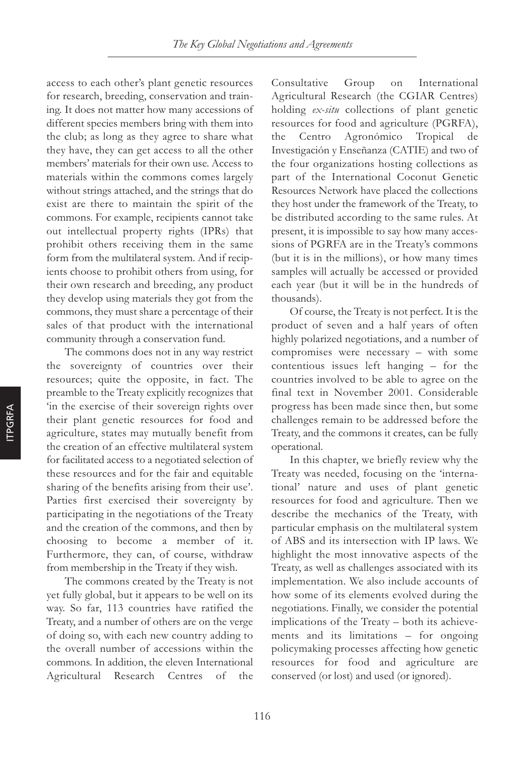access to each other's plant genetic resources for research, breeding, conservation and training. It does not matter how many accessions of different species members bring with them into the club; as long as they agree to share what they have, they can get access to all the other members' materials for their own use. Access to materials within the commons comes largely without strings attached, and the strings that do exist are there to maintain the spirit of the commons. For example, recipients cannot take out intellectual property rights (IPRs) that prohibit others receiving them in the same form from the multilateral system. And if recipients choose to prohibit others from using, for their own research and breeding, any product they develop using materials they got from the commons, they must share a percentage of their sales of that product with the international community through a conservation fund.

The commons does not in any way restrict the sovereignty of countries over their resources; quite the opposite, in fact. The preamble to the Treaty explicitly recognizes that 'in the exercise of their sovereign rights over their plant genetic resources for food and agriculture, states may mutually benefit from the creation of an effective multilateral system for facilitated access to a negotiated selection of these resources and for the fair and equitable sharing of the benefits arising from their use'. Parties first exercised their sovereignty by participating in the negotiations of the Treaty and the creation of the commons, and then by choosing to become a member of it. Furthermore, they can, of course, withdraw from membership in the Treaty if they wish.

The commons created by the Treaty is not yet fully global, but it appears to be well on its way. So far, 113 countries have ratified the Treaty, and a number of others are on the verge of doing so, with each new country adding to the overall number of accessions within the commons. In addition, the eleven International Agricultural Research Centres of the Consultative Group on International Agricultural Research (the CGIAR Centres) holding *ex-situ* collections of plant genetic resources for food and agriculture (PGRFA), the Centro Agronómico Tropical de Investigación y Enseñanza (CATIE) and two of the four organizations hosting collections as part of the International Coconut Genetic Resources Network have placed the collections they host under the framework of the Treaty, to be distributed according to the same rules. At present, it is impossible to say how many accessions of PGRFA are in the Treaty's commons (but it is in the millions), or how many times samples will actually be accessed or provided each year (but it will be in the hundreds of thousands).

Of course, the Treaty is not perfect. It is the product of seven and a half years of often highly polarized negotiations, and a number of compromises were necessary – with some contentious issues left hanging – for the countries involved to be able to agree on the final text in November 2001. Considerable progress has been made since then, but some challenges remain to be addressed before the Treaty, and the commons it creates, can be fully operational.

In this chapter, we briefly review why the Treaty was needed, focusing on the 'international' nature and uses of plant genetic resources for food and agriculture. Then we describe the mechanics of the Treaty, with particular emphasis on the multilateral system of ABS and its intersection with IP laws. We highlight the most innovative aspects of the Treaty, as well as challenges associated with its implementation. We also include accounts of how some of its elements evolved during the negotiations. Finally, we consider the potential implications of the Treaty – both its achievements and its limitations – for ongoing policymaking processes affecting how genetic resources for food and agriculture are conserved (or lost) and used (or ignored).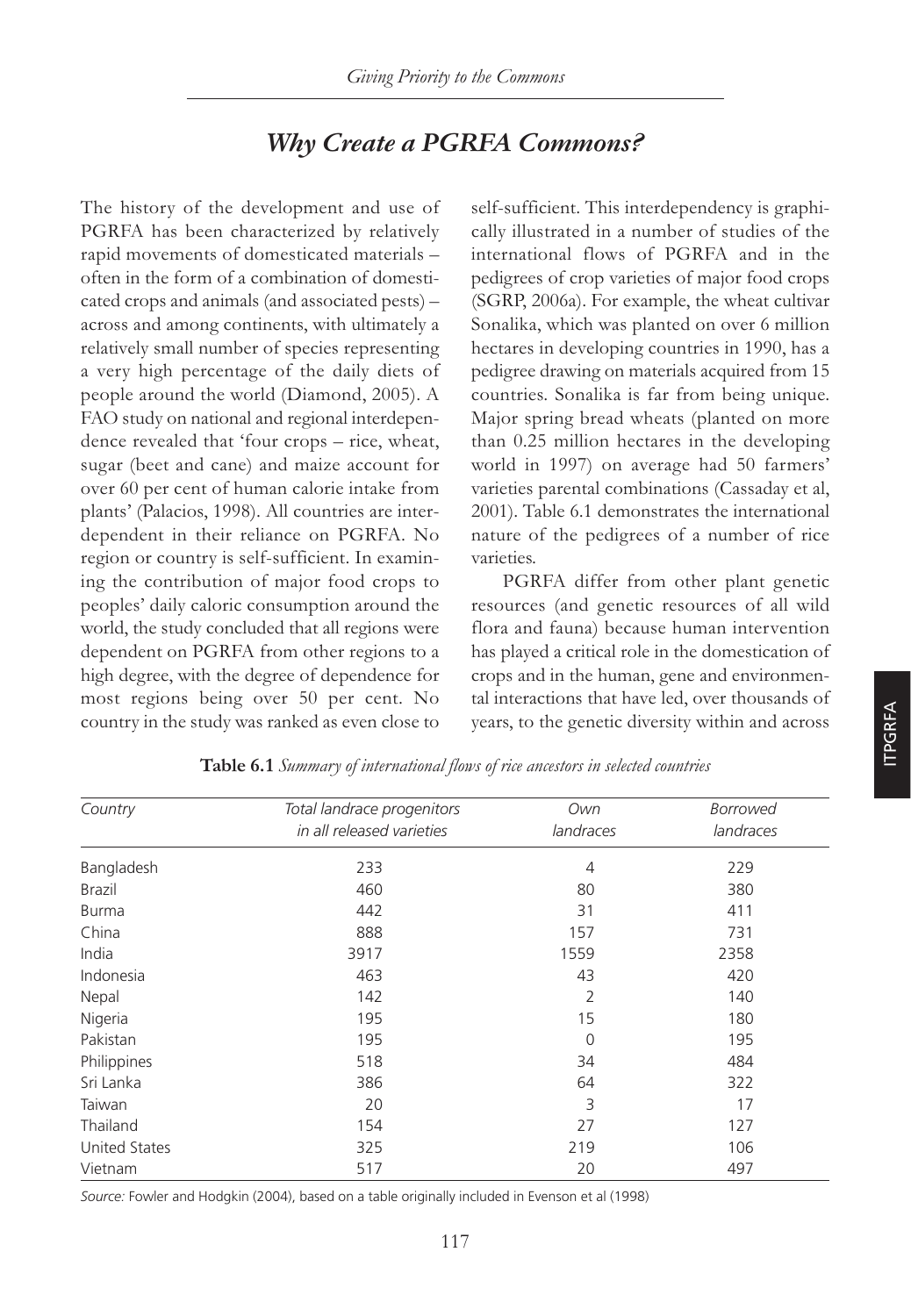## *Why Create a PGRFA Commons?*

The history of the development and use of PGRFA has been characterized by relatively rapid movements of domesticated materials – often in the form of a combination of domesticated crops and animals (and associated pests) – across and among continents, with ultimately a relatively small number of species representing a very high percentage of the daily diets of people around the world (Diamond, 2005). A FAO study on national and regional interdependence revealed that 'four crops – rice, wheat, sugar (beet and cane) and maize account for over 60 per cent of human calorie intake from plants' (Palacios, 1998). All countries are interdependent in their reliance on PGRFA. No region or country is self-sufficient. In examining the contribution of major food crops to peoples' daily caloric consumption around the world, the study concluded that all regions were dependent on PGRFA from other regions to a high degree, with the degree of dependence for most regions being over 50 per cent. No country in the study was ranked as even close to self-sufficient. This interdependency is graphically illustrated in a number of studies of the international flows of PGRFA and in the pedigrees of crop varieties of major food crops (SGRP, 2006a). For example, the wheat cultivar Sonalika, which was planted on over 6 million hectares in developing countries in 1990, has a pedigree drawing on materials acquired from 15 countries. Sonalika is far from being unique. Major spring bread wheats (planted on more than 0.25 million hectares in the developing world in 1997) on average had 50 farmers' varieties parental combinations (Cassaday et al, 2001). Table 6.1 demonstrates the international nature of the pedigrees of a number of rice varieties.

PGRFA differ from other plant genetic resources (and genetic resources of all wild flora and fauna) because human intervention has played a critical role in the domestication of crops and in the human, gene and environmental interactions that have led, over thousands of years, to the genetic diversity within and across

**Table 6.1** *Summary of international flows of rice ancestors in selected countries*

| *Country* | *Total landrace progenitors in all released varieties* | *Own landraces* | *Borrowed landraces* |
|---|---|---|---|
| Bangladesh | 233 | 4 | 229 |
| Brazil | 460 | 80 | 380 |
| Burma | 442 | 31 | 411 |
| China | 888 | 157 | 731 |
| India | 3917 | 1559 | 2358 |
| Indonesia | 463 | 43 | 420 |
| Nepal | 142 | 2 | 140 |
| Nigeria | 195 | 15 | 180 |
| Pakistan | 195 | 0 | 195 |
| Philippines | 518 | 34 | 484 |
| Sri Lanka | 386 | 64 | 322 |
| Taiwan | 20 | 3 | 17 |
| Thailand | 154 | 27 | 127 |
| United States | 325 | 219 | 106 |
| Vietnam | 517 | 20 | 497 |

*Source:* Fowler and Hodgkin (2004), based on a table originally included in Evenson et al (1998)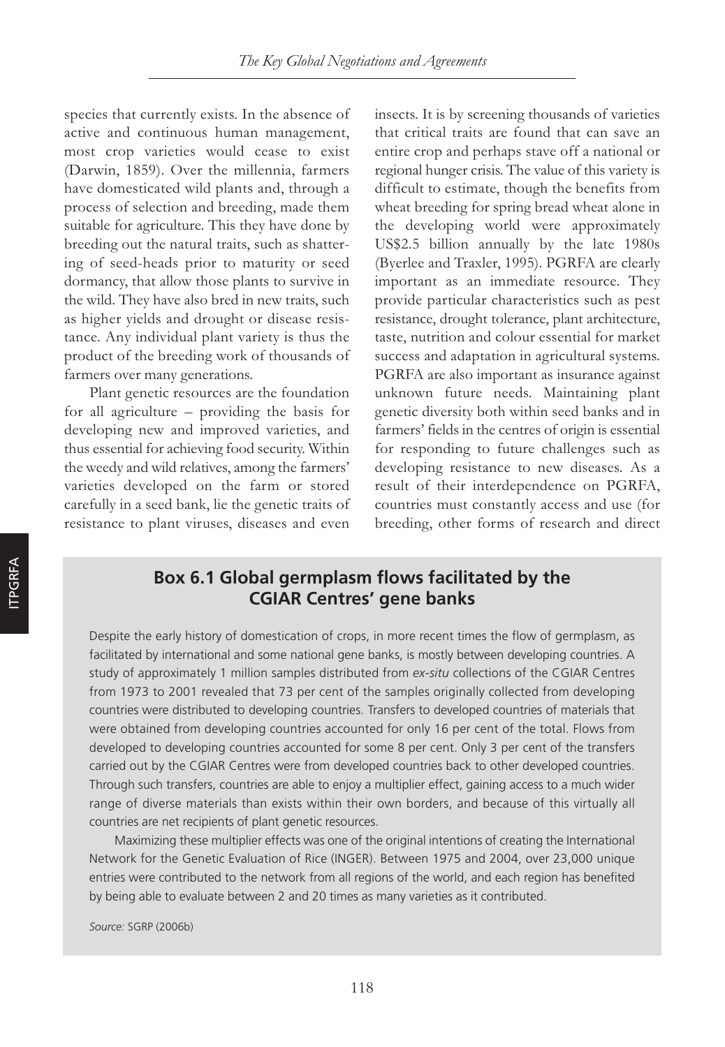species that currently exists. In the absence of active and continuous human management, most crop varieties would cease to exist (Darwin, 1859). Over the millennia, farmers have domesticated wild plants and, through a process of selection and breeding, made them suitable for agriculture. This they have done by breeding out the natural traits, such as shattering of seed-heads prior to maturity or seed dormancy, that allow those plants to survive in the wild. They have also bred in new traits, such as higher yields and drought or disease resistance. Any individual plant variety is thus the product of the breeding work of thousands of farmers over many generations.

Plant genetic resources are the foundation for all agriculture – providing the basis for developing new and improved varieties, and thus essential for achieving food security. Within the weedy and wild relatives, among the farmers' varieties developed on the farm or stored carefully in a seed bank, lie the genetic traits of resistance to plant viruses, diseases and even insects. It is by screening thousands of varieties that critical traits are found that can save an entire crop and perhaps stave off a national or regional hunger crisis. The value of this variety is difficult to estimate, though the benefits from wheat breeding for spring bread wheat alone in the developing world were approximately US$2.5 billion annually by the late 1980s (Byerlee and Traxler, 1995). PGRFA are clearly important as an immediate resource. They provide particular characteristics such as pest resistance, drought tolerance, plant architecture, taste, nutrition and colour essential for market success and adaptation in agricultural systems. PGRFA are also important as insurance against unknown future needs. Maintaining plant genetic diversity both within seed banks and in farmers' fields in the centres of origin is essential for responding to future challenges such as developing resistance to new diseases. As a result of their interdependence on PGRFA, countries must constantly access and use (for breeding, other forms of research and direct

### Box 6.1 Global germplasm flows facilitated by the CGIAR Centres' gene banks

Despite the early history of domestication of crops, in more recent times the flow of germplasm, as facilitated by international and some national gene banks, is mostly between developing countries. A study of approximately 1 million samples distributed from *ex-situ* collections of the CGIAR Centres from 1973 to 2001 revealed that 73 per cent of the samples originally collected from developing countries were distributed to developing countries. Transfers to developed countries of materials that were obtained from developing countries accounted for only 16 per cent of the total. Flows from developed to developing countries accounted for some 8 per cent. Only 3 per cent of the transfers carried out by the CGIAR Centres were from developed countries back to other developed countries. Through such transfers, countries are able to enjoy a multiplier effect, gaining access to a much wider range of diverse materials than exists within their own borders, and because of this virtually all countries are net recipients of plant genetic resources.

Maximizing these multiplier effects was one of the original intentions of creating the International Network for the Genetic Evaluation of Rice (INGER). Between 1975 and 2004, over 23,000 unique entries were contributed to the network from all regions of the world, and each region has benefited by being able to evaluate between 2 and 20 times as many varieties as it contributed.

*Source:* SGRP (2006b)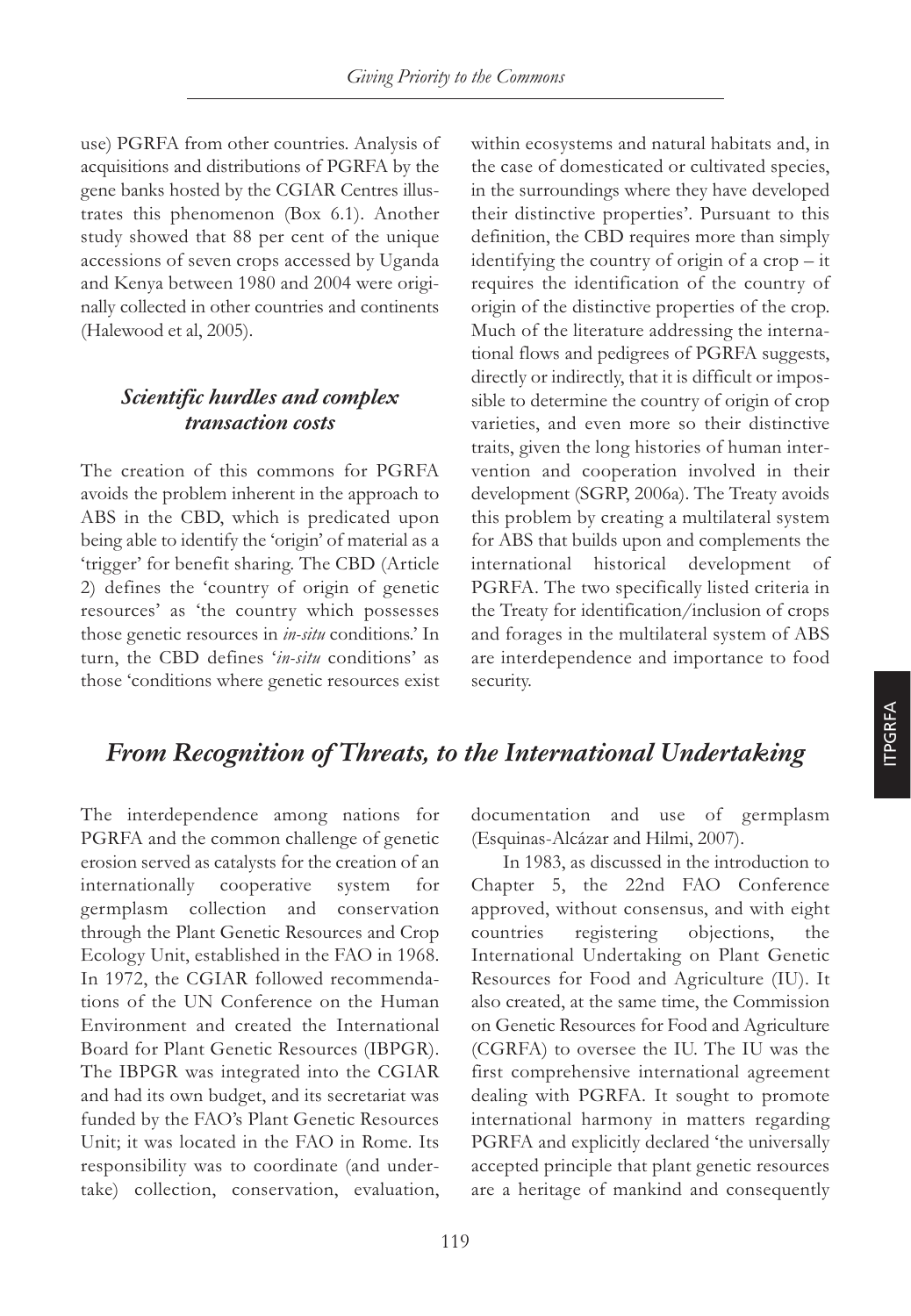use) PGRFA from other countries. Analysis of acquisitions and distributions of PGRFA by the gene banks hosted by the CGIAR Centres illustrates this phenomenon (Box 6.1). Another study showed that 88 per cent of the unique accessions of seven crops accessed by Uganda and Kenya between 1980 and 2004 were originally collected in other countries and continents (Halewood et al, 2005).

### *Scientific hurdles and complex transaction costs*

The creation of this commons for PGRFA avoids the problem inherent in the approach to ABS in the CBD, which is predicated upon being able to identify the 'origin' of material as a 'trigger' for benefit sharing. The CBD (Article 2) defines the 'country of origin of genetic resources' as 'the country which possesses those genetic resources in *in-situ* conditions.' In turn, the CBD defines '*in-situ* conditions' as those 'conditions where genetic resources exist within ecosystems and natural habitats and, in the case of domesticated or cultivated species, in the surroundings where they have developed their distinctive properties'. Pursuant to this definition, the CBD requires more than simply identifying the country of origin of a crop – it requires the identification of the country of origin of the distinctive properties of the crop. Much of the literature addressing the international flows and pedigrees of PGRFA suggests, directly or indirectly, that it is difficult or impossible to determine the country of origin of crop varieties, and even more so their distinctive traits, given the long histories of human intervention and cooperation involved in their development (SGRP, 2006a). The Treaty avoids this problem by creating a multilateral system for ABS that builds upon and complements the international historical development of PGRFA. The two specifically listed criteria in the Treaty for identification/inclusion of crops and forages in the multilateral system of ABS are interdependence and importance to food security.

## *From Recognition of Threats, to the International Undertaking*

The interdependence among nations for PGRFA and the common challenge of genetic erosion served as catalysts for the creation of an internationally cooperative system for germplasm collection and conservation through the Plant Genetic Resources and Crop Ecology Unit, established in the FAO in 1968. In 1972, the CGIAR followed recommendations of the UN Conference on the Human Environment and created the International Board for Plant Genetic Resources (IBPGR). The IBPGR was integrated into the CGIAR and had its own budget, and its secretariat was funded by the FAO's Plant Genetic Resources Unit; it was located in the FAO in Rome. Its responsibility was to coordinate (and undertake) collection, conservation, evaluation, documentation and use of germplasm (Esquinas-Alcázar and Hilmi, 2007).

In 1983, as discussed in the introduction to Chapter 5, the 22nd FAO Conference approved, without consensus, and with eight countries registering objections, the International Undertaking on Plant Genetic Resources for Food and Agriculture (IU). It also created, at the same time, the Commission on Genetic Resources for Food and Agriculture (CGRFA) to oversee the IU. The IU was the first comprehensive international agreement dealing with PGRFA. It sought to promote international harmony in matters regarding PGRFA and explicitly declared 'the universally accepted principle that plant genetic resources are a heritage of mankind and consequently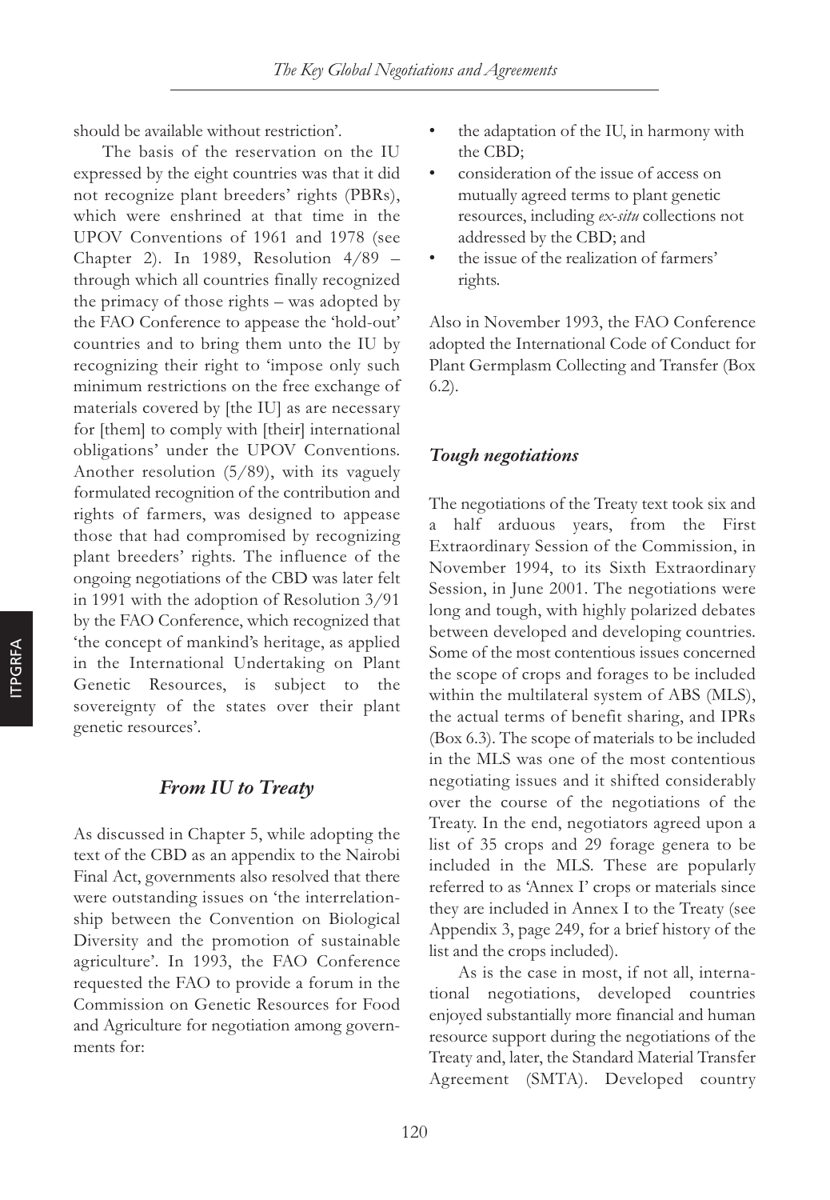should be available without restriction'.

The basis of the reservation on the IU expressed by the eight countries was that it did not recognize plant breeders' rights (PBRs), which were enshrined at that time in the UPOV Conventions of 1961 and 1978 (see Chapter 2). In 1989, Resolution 4/89 – through which all countries finally recognized the primacy of those rights – was adopted by the FAO Conference to appease the 'hold-out' countries and to bring them unto the IU by recognizing their right to 'impose only such minimum restrictions on the free exchange of materials covered by [the IU] as are necessary for [them] to comply with [their] international obligations' under the UPOV Conventions. Another resolution (5/89), with its vaguely formulated recognition of the contribution and rights of farmers, was designed to appease those that had compromised by recognizing plant breeders' rights. The influence of the ongoing negotiations of the CBD was later felt in 1991 with the adoption of Resolution 3/91 by the FAO Conference, which recognized that 'the concept of mankind's heritage, as applied in the International Undertaking on Plant Genetic Resources, is subject to the sovereignty of the states over their plant genetic resources'.

## *From IU to Treaty*

As discussed in Chapter 5, while adopting the text of the CBD as an appendix to the Nairobi Final Act, governments also resolved that there were outstanding issues on 'the interrelationship between the Convention on Biological Diversity and the promotion of sustainable agriculture'. In 1993, the FAO Conference requested the FAO to provide a forum in the Commission on Genetic Resources for Food and Agriculture for negotiation among governments for:

- the adaptation of the IU, in harmony with the CBD;
- consideration of the issue of access on mutually agreed terms to plant genetic resources, including *ex-situ* collections not addressed by the CBD; and
- the issue of the realization of farmers' rights.

Also in November 1993, the FAO Conference adopted the International Code of Conduct for Plant Germplasm Collecting and Transfer (Box 6.2).

### *Tough negotiations*

The negotiations of the Treaty text took six and a half arduous years, from the First Extraordinary Session of the Commission, in November 1994, to its Sixth Extraordinary Session, in June 2001. The negotiations were long and tough, with highly polarized debates between developed and developing countries. Some of the most contentious issues concerned the scope of crops and forages to be included within the multilateral system of ABS (MLS), the actual terms of benefit sharing, and IPRs (Box 6.3). The scope of materials to be included in the MLS was one of the most contentious negotiating issues and it shifted considerably over the course of the negotiations of the Treaty. In the end, negotiators agreed upon a list of 35 crops and 29 forage genera to be included in the MLS. These are popularly referred to as 'Annex I' crops or materials since they are included in Annex I to the Treaty (see Appendix 3, page 249, for a brief history of the list and the crops included).

As is the case in most, if not all, international negotiations, developed countries enjoyed substantially more financial and human resource support during the negotiations of the Treaty and, later, the Standard Material Transfer Agreement (SMTA). Developed country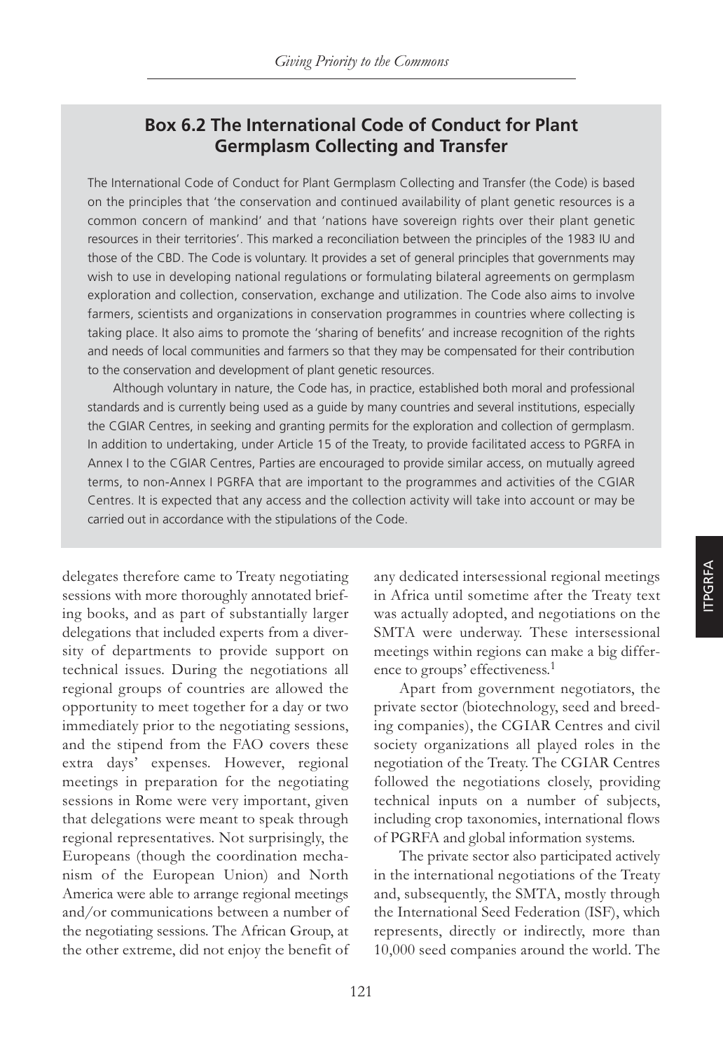## Box 6.2 The International Code of Conduct for Plant Germplasm Collecting and Transfer

The International Code of Conduct for Plant Germplasm Collecting and Transfer (the Code) is based on the principles that 'the conservation and continued availability of plant genetic resources is a common concern of mankind' and that 'nations have sovereign rights over their plant genetic resources in their territories'. This marked a reconciliation between the principles of the 1983 IU and those of the CBD. The Code is voluntary. It provides a set of general principles that governments may wish to use in developing national regulations or formulating bilateral agreements on germplasm exploration and collection, conservation, exchange and utilization. The Code also aims to involve farmers, scientists and organizations in conservation programmes in countries where collecting is taking place. It also aims to promote the 'sharing of benefits' and increase recognition of the rights and needs of local communities and farmers so that they may be compensated for their contribution to the conservation and development of plant genetic resources.

Although voluntary in nature, the Code has, in practice, established both moral and professional standards and is currently being used as a guide by many countries and several institutions, especially the CGIAR Centres, in seeking and granting permits for the exploration and collection of germplasm. In addition to undertaking, under Article 15 of the Treaty, to provide facilitated access to PGRFA in Annex I to the CGIAR Centres, Parties are encouraged to provide similar access, on mutually agreed terms, to non-Annex I PGRFA that are important to the programmes and activities of the CGIAR Centres. It is expected that any access and the collection activity will take into account or may be carried out in accordance with the stipulations of the Code.

delegates therefore came to Treaty negotiating sessions with more thoroughly annotated briefing books, and as part of substantially larger delegations that included experts from a diversity of departments to provide support on technical issues. During the negotiations all regional groups of countries are allowed the opportunity to meet together for a day or two immediately prior to the negotiating sessions, and the stipend from the FAO covers these extra days' expenses. However, regional meetings in preparation for the negotiating sessions in Rome were very important, given that delegations were meant to speak through regional representatives. Not surprisingly, the Europeans (though the coordination mechanism of the European Union) and North America were able to arrange regional meetings and/or communications between a number of the negotiating sessions. The African Group, at the other extreme, did not enjoy the benefit of any dedicated intersessional regional meetings in Africa until sometime after the Treaty text was actually adopted, and negotiations on the SMTA were underway. These intersessional meetings within regions can make a big difference to groups' effectiveness.[1]

Apart from government negotiators, the private sector (biotechnology, seed and breeding companies), the CGIAR Centres and civil society organizations all played roles in the negotiation of the Treaty. The CGIAR Centres followed the negotiations closely, providing technical inputs on a number of subjects, including crop taxonomies, international flows of PGRFA and global information systems.

The private sector also participated actively in the international negotiations of the Treaty and, subsequently, the SMTA, mostly through the International Seed Federation (ISF), which represents, directly or indirectly, more than 10,000 seed companies around the world. The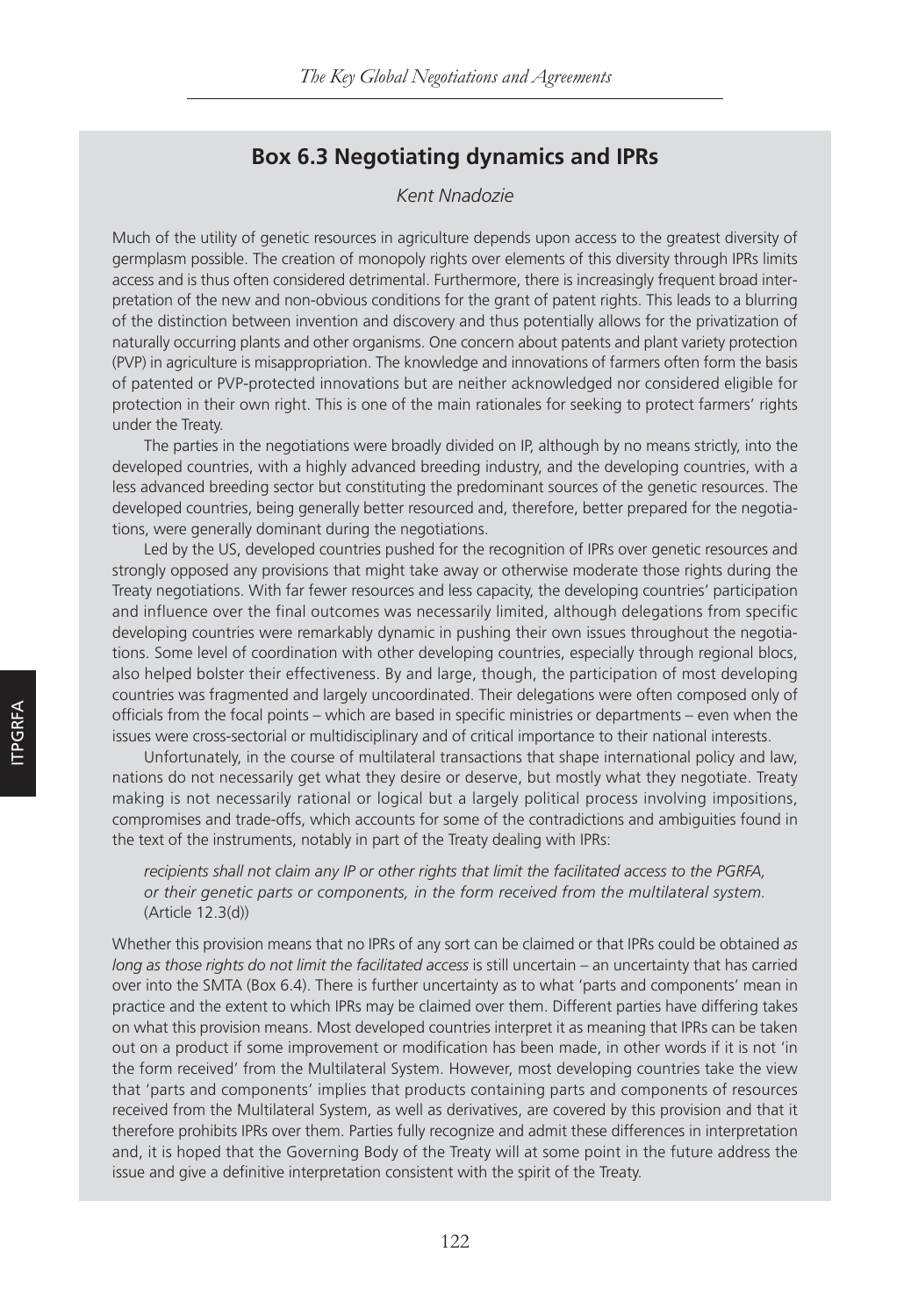## Box 6.3 Negotiating dynamics and IPRs

*Kent Nnadozie*

Much of the utility of genetic resources in agriculture depends upon access to the greatest diversity of germplasm possible. The creation of monopoly rights over elements of this diversity through IPRs limits access and is thus often considered detrimental. Furthermore, there is increasingly frequent broad interpretation of the new and non-obvious conditions for the grant of patent rights. This leads to a blurring of the distinction between invention and discovery and thus potentially allows for the privatization of naturally occurring plants and other organisms. One concern about patents and plant variety protection (PVP) in agriculture is misappropriation. The knowledge and innovations of farmers often form the basis of patented or PVP-protected innovations but are neither acknowledged nor considered eligible for protection in their own right. This is one of the main rationales for seeking to protect farmers' rights under the Treaty.

The parties in the negotiations were broadly divided on IP, although by no means strictly, into the developed countries, with a highly advanced breeding industry, and the developing countries, with a less advanced breeding sector but constituting the predominant sources of the genetic resources. The developed countries, being generally better resourced and, therefore, better prepared for the negotiations, were generally dominant during the negotiations.

Led by the US, developed countries pushed for the recognition of IPRs over genetic resources and strongly opposed any provisions that might take away or otherwise moderate those rights during the Treaty negotiations. With far fewer resources and less capacity, the developing countries' participation and influence over the final outcomes was necessarily limited, although delegations from specific developing countries were remarkably dynamic in pushing their own issues throughout the negotiations. Some level of coordination with other developing countries, especially through regional blocs, also helped bolster their effectiveness. By and large, though, the participation of most developing countries was fragmented and largely uncoordinated. Their delegations were often composed only of officials from the focal points – which are based in specific ministries or departments – even when the issues were cross-sectorial or multidisciplinary and of critical importance to their national interests.

Unfortunately, in the course of multilateral transactions that shape international policy and law, nations do not necessarily get what they desire or deserve, but mostly what they negotiate. Treaty making is not necessarily rational or logical but a largely political process involving impositions, compromises and trade-offs, which accounts for some of the contradictions and ambiguities found in the text of the instruments, notably in part of the Treaty dealing with IPRs:

> *recipients shall not claim any IP or other rights that limit the facilitated access to the PGRFA, or their genetic parts or components, in the form received from the multilateral system.* (Article 12.3(d))

Whether this provision means that no IPRs of any sort can be claimed or that IPRs could be obtained *as long as those rights do not limit the facilitated access* is still uncertain – an uncertainty that has carried over into the SMTA (Box 6.4). There is further uncertainty as to what 'parts and components' mean in practice and the extent to which IPRs may be claimed over them. Different parties have differing takes on what this provision means. Most developed countries interpret it as meaning that IPRs can be taken out on a product if some improvement or modification has been made, in other words if it is not 'in the form received' from the Multilateral System. However, most developing countries take the view that 'parts and components' implies that products containing parts and components of resources received from the Multilateral System, as well as derivatives, are covered by this provision and that it therefore prohibits IPRs over them. Parties fully recognize and admit these differences in interpretation and, it is hoped that the Governing Body of the Treaty will at some point in the future address the issue and give a definitive interpretation consistent with the spirit of the Treaty.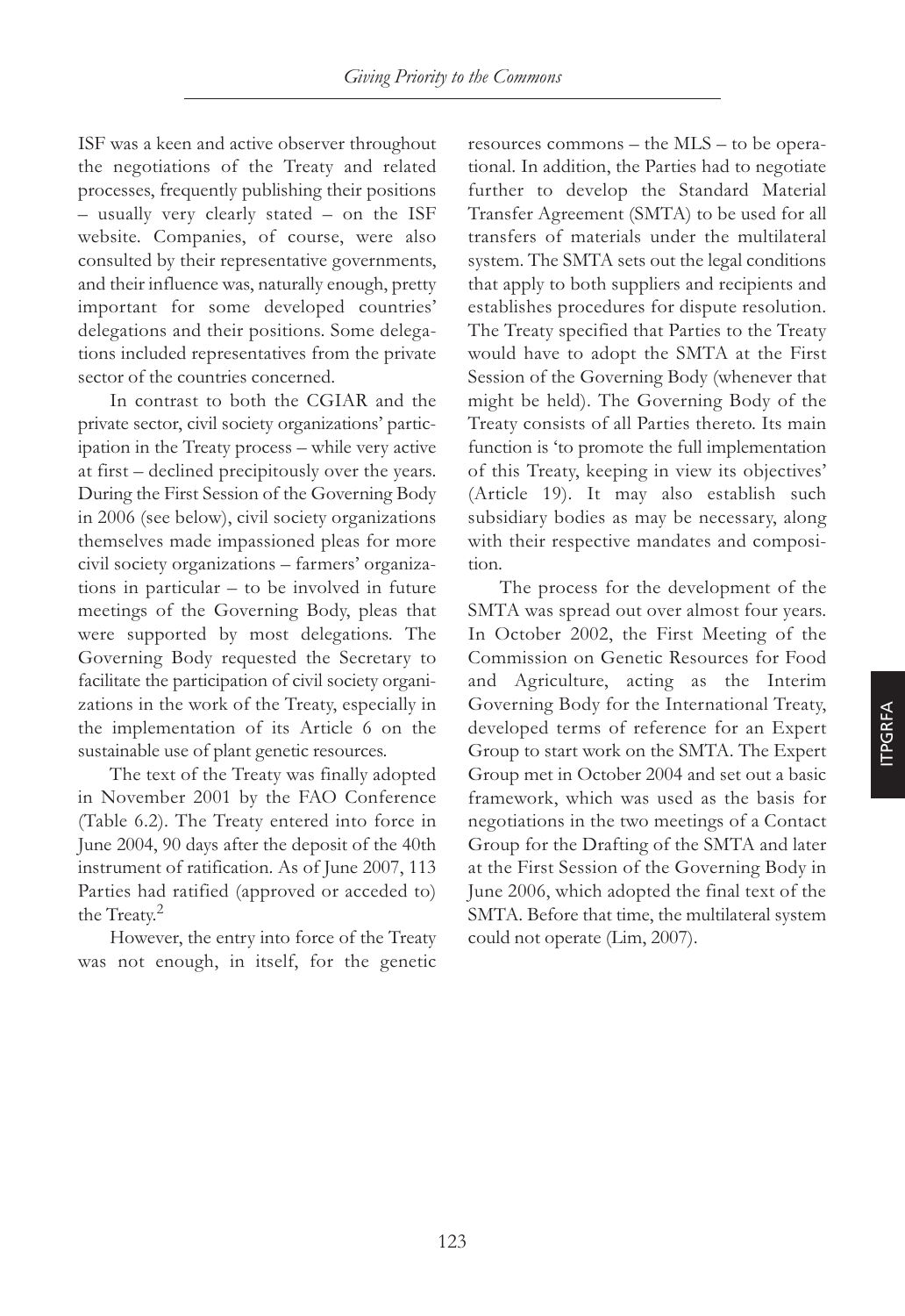ISF was a keen and active observer throughout the negotiations of the Treaty and related processes, frequently publishing their positions – usually very clearly stated – on the ISF website. Companies, of course, were also consulted by their representative governments, and their influence was, naturally enough, pretty important for some developed countries' delegations and their positions. Some delegations included representatives from the private sector of the countries concerned.

In contrast to both the CGIAR and the private sector, civil society organizations' participation in the Treaty process – while very active at first – declined precipitously over the years. During the First Session of the Governing Body in 2006 (see below), civil society organizations themselves made impassioned pleas for more civil society organizations – farmers' organizations in particular – to be involved in future meetings of the Governing Body, pleas that were supported by most delegations. The Governing Body requested the Secretary to facilitate the participation of civil society organizations in the work of the Treaty, especially in the implementation of its Article 6 on the sustainable use of plant genetic resources.

The text of the Treaty was finally adopted in November 2001 by the FAO Conference (Table 6.2). The Treaty entered into force in June 2004, 90 days after the deposit of the 40th instrument of ratification. As of June 2007, 113 Parties had ratified (approved or acceded to) the Treaty.[2]

However, the entry into force of the Treaty was not enough, in itself, for the genetic resources commons – the MLS – to be operational. In addition, the Parties had to negotiate further to develop the Standard Material Transfer Agreement (SMTA) to be used for all transfers of materials under the multilateral system. The SMTA sets out the legal conditions that apply to both suppliers and recipients and establishes procedures for dispute resolution. The Treaty specified that Parties to the Treaty would have to adopt the SMTA at the First Session of the Governing Body (whenever that might be held). The Governing Body of the Treaty consists of all Parties thereto. Its main function is 'to promote the full implementation of this Treaty, keeping in view its objectives' (Article 19). It may also establish such subsidiary bodies as may be necessary, along with their respective mandates and composition.

The process for the development of the SMTA was spread out over almost four years. In October 2002, the First Meeting of the Commission on Genetic Resources for Food and Agriculture, acting as the Interim Governing Body for the International Treaty, developed terms of reference for an Expert Group to start work on the SMTA. The Expert Group met in October 2004 and set out a basic framework, which was used as the basis for negotiations in the two meetings of a Contact Group for the Drafting of the SMTA and later at the First Session of the Governing Body in June 2006, which adopted the final text of the SMTA. Before that time, the multilateral system could not operate (Lim, 2007).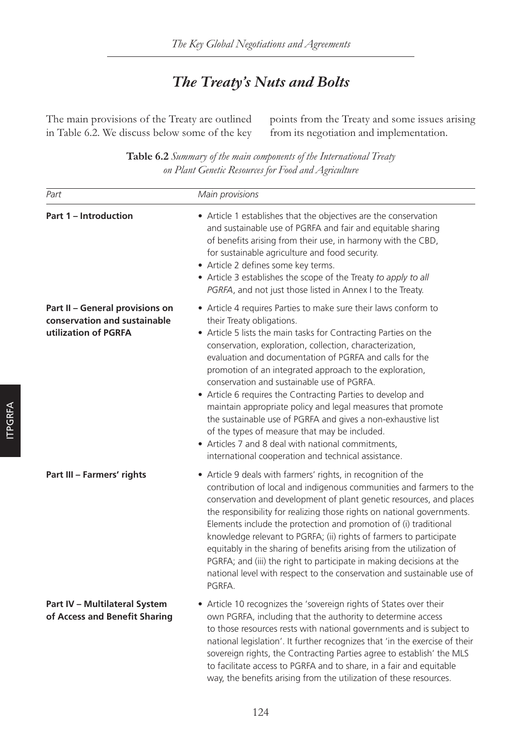## The Treaty's Nuts and Bolts

The main provisions of the Treaty are outlined in Table 6.2. We discuss below some of the key points from the Treaty and some issues arising from its negotiation and implementation.

**Table 6.2** *Summary of the main components of the International Treaty on Plant Genetic Resources for Food and Agriculture*

| *Part* | *Main provisions* |
|---|---|
| **Part 1 – Introduction** | • Article 1 establishes that the objectives are the conservation and sustainable use of PGRFA and fair and equitable sharing of benefits arising from their use, in harmony with the CBD, for sustainable agriculture and food security.<br>• Article 2 defines some key terms.<br>• Article 3 establishes the scope of the Treaty *to apply to all PGRFA*, and not just those listed in Annex I to the Treaty. |
| **Part II – General provisions on conservation and sustainable utilization of PGRFA** | • Article 4 requires Parties to make sure their laws conform to their Treaty obligations.<br>• Article 5 lists the main tasks for Contracting Parties on the conservation, exploration, collection, characterization, evaluation and documentation of PGRFA and calls for the promotion of an integrated approach to the exploration, conservation and sustainable use of PGRFA.<br>• Article 6 requires the Contracting Parties to develop and maintain appropriate policy and legal measures that promote the sustainable use of PGRFA and gives a non-exhaustive list of the types of measure that may be included.<br>• Articles 7 and 8 deal with national commitments, international cooperation and technical assistance. |
| **Part III – Farmers' rights** | • Article 9 deals with farmers' rights, in recognition of the contribution of local and indigenous communities and farmers to the conservation and development of plant genetic resources, and places the responsibility for realizing those rights on national governments. Elements include the protection and promotion of (i) traditional knowledge relevant to PGRFA; (ii) rights of farmers to participate equitably in the sharing of benefits arising from the utilization of PGRFA; and (iii) the right to participate in making decisions at the national level with respect to the conservation and sustainable use of PGRFA. |
| **Part IV – Multilateral System of Access and Benefit Sharing** | • Article 10 recognizes the 'sovereign rights of States over their own PGRFA, including that the authority to determine access to those resources rests with national governments and is subject to national legislation'. It further recognizes that 'in the exercise of their sovereign rights, the Contracting Parties agree to establish' the MLS to facilitate access to PGRFA and to share, in a fair and equitable way, the benefits arising from the utilization of these resources. |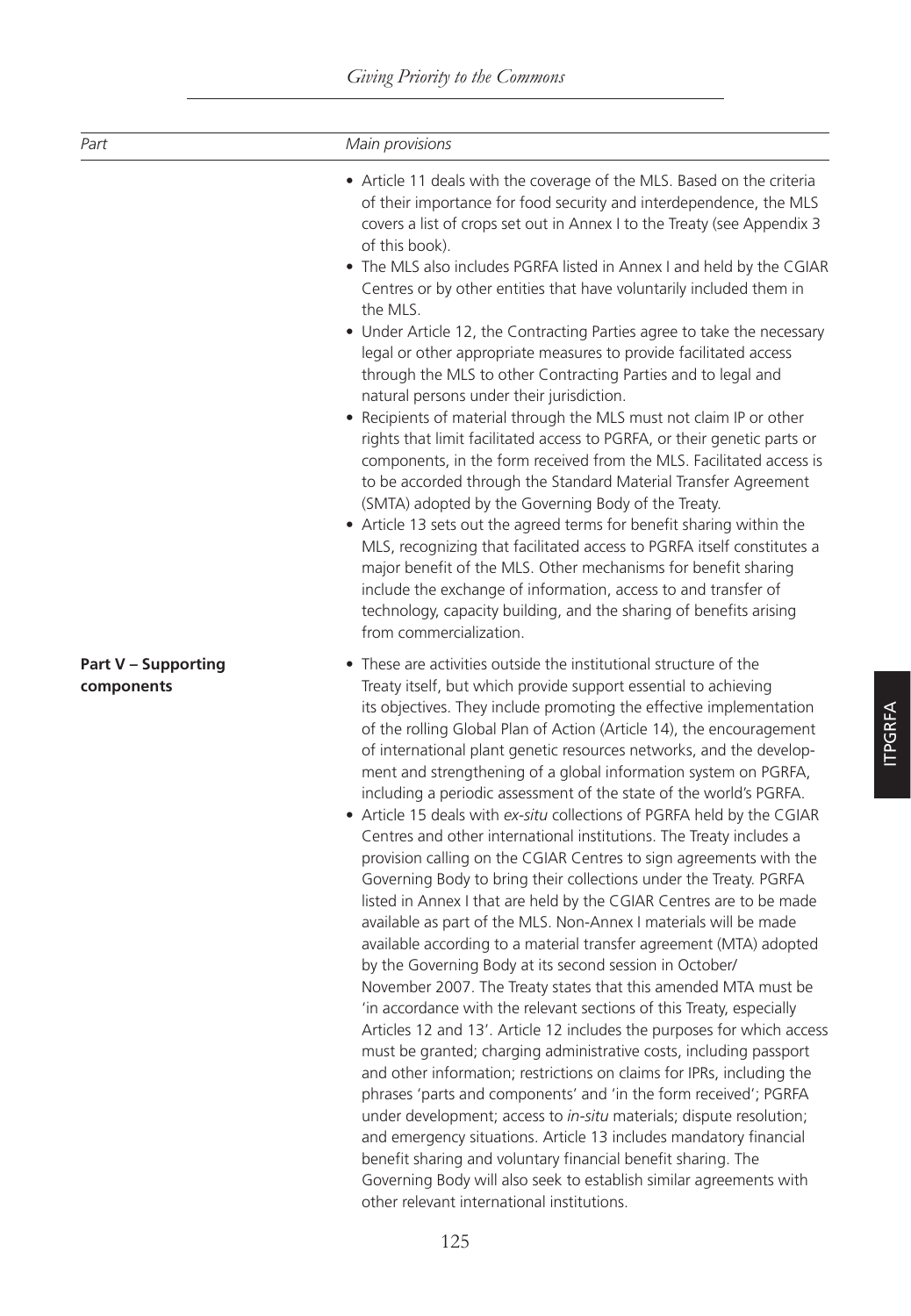| Part | Main provisions |
|---|---|
| | • Article 11 deals with the coverage of the MLS. Based on the criteria of their importance for food security and interdependence, the MLS covers a list of crops set out in Annex I to the Treaty (see Appendix 3 of this book).<br>• The MLS also includes PGRFA listed in Annex I and held by the CGIAR Centres or by other entities that have voluntarily included them in the MLS.<br>• Under Article 12, the Contracting Parties agree to take the necessary legal or other appropriate measures to provide facilitated access through the MLS to other Contracting Parties and to legal and natural persons under their jurisdiction.<br>• Recipients of material through the MLS must not claim IP or other rights that limit facilitated access to PGRFA, or their genetic parts or components, in the form received from the MLS. Facilitated access is to be accorded through the Standard Material Transfer Agreement (SMTA) adopted by the Governing Body of the Treaty.<br>• Article 13 sets out the agreed terms for benefit sharing within the MLS, recognizing that facilitated access to PGRFA itself constitutes a major benefit of the MLS. Other mechanisms for benefit sharing include the exchange of information, access to and transfer of technology, capacity building, and the sharing of benefits arising from commercialization. |
| **Part V – Supporting components** | • These are activities outside the institutional structure of the Treaty itself, but which provide support essential to achieving its objectives. They include promoting the effective implementation of the rolling Global Plan of Action (Article 14), the encouragement of international plant genetic resources networks, and the development and strengthening of a global information system on PGRFA, including a periodic assessment of the state of the world's PGRFA.<br>• Article 15 deals with *ex-situ* collections of PGRFA held by the CGIAR Centres and other international institutions. The Treaty includes a provision calling on the CGIAR Centres to sign agreements with the Governing Body to bring their collections under the Treaty. PGRFA listed in Annex I that are held by the CGIAR Centres are to be made available as part of the MLS. Non-Annex I materials will be made available according to a material transfer agreement (MTA) adopted by the Governing Body at its second session in October/November 2007. The Treaty states that this amended MTA must be 'in accordance with the relevant sections of this Treaty, especially Articles 12 and 13'. Article 12 includes the purposes for which access must be granted; charging administrative costs, including passport and other information; restrictions on claims for IPRs, including the phrases 'parts and components' and 'in the form received'; PGRFA under development; access to *in-situ* materials; dispute resolution; and emergency situations. Article 13 includes mandatory financial benefit sharing and voluntary financial benefit sharing. The Governing Body will also seek to establish similar agreements with other relevant international institutions. |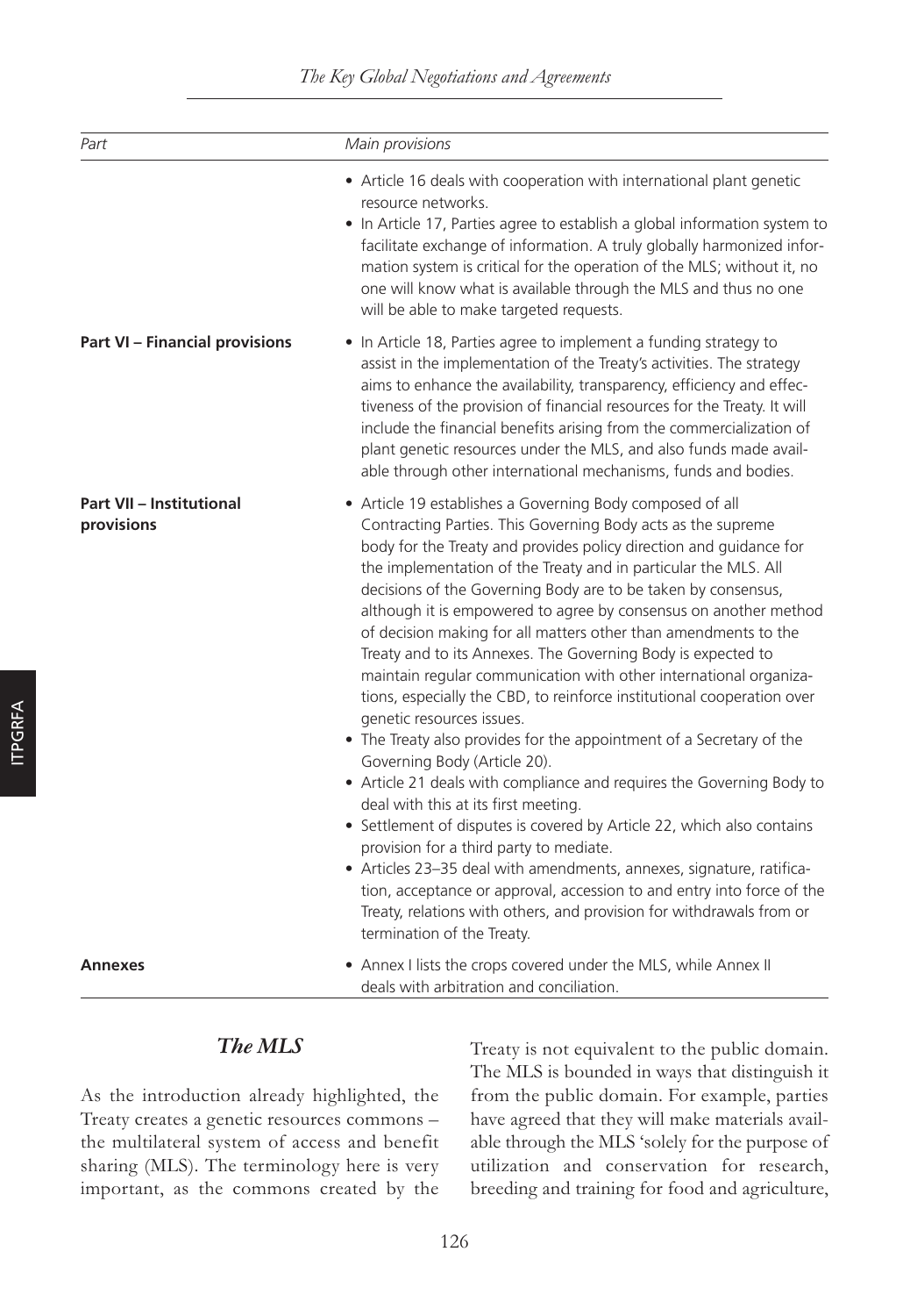| Part | Main provisions |
|---|---|
| | • Article 16 deals with cooperation with international plant genetic resource networks.<br>• In Article 17, Parties agree to establish a global information system to facilitate exchange of information. A truly globally harmonized information system is critical for the operation of the MLS; without it, no one will know what is available through the MLS and thus no one will be able to make targeted requests. |
| **Part VI – Financial provisions** | • In Article 18, Parties agree to implement a funding strategy to assist in the implementation of the Treaty's activities. The strategy aims to enhance the availability, transparency, efficiency and effectiveness of the provision of financial resources for the Treaty. It will include the financial benefits arising from the commercialization of plant genetic resources under the MLS, and also funds made available through other international mechanisms, funds and bodies. |
| **Part VII – Institutional provisions** | • Article 19 establishes a Governing Body composed of all Contracting Parties. This Governing Body acts as the supreme body for the Treaty and provides policy direction and guidance for the implementation of the Treaty and in particular the MLS. All decisions of the Governing Body are to be taken by consensus, although it is empowered to agree by consensus on another method of decision making for all matters other than amendments to the Treaty and to its Annexes. The Governing Body is expected to maintain regular communication with other international organizations, especially the CBD, to reinforce institutional cooperation over genetic resources issues.<br>• The Treaty also provides for the appointment of a Secretary of the Governing Body (Article 20).<br>• Article 21 deals with compliance and requires the Governing Body to deal with this at its first meeting.<br>• Settlement of disputes is covered by Article 22, which also contains provision for a third party to mediate.<br>• Articles 23–35 deal with amendments, annexes, signature, ratification, acceptance or approval, accession to and entry into force of the Treaty, relations with others, and provision for withdrawals from or termination of the Treaty. |
| **Annexes** | • Annex I lists the crops covered under the MLS, while Annex II deals with arbitration and conciliation. |

## *The MLS*

As the introduction already highlighted, the Treaty creates a genetic resources commons – the multilateral system of access and benefit sharing (MLS). The terminology here is very important, as the commons created by the Treaty is not equivalent to the public domain. The MLS is bounded in ways that distinguish it from the public domain. For example, parties have agreed that they will make materials available through the MLS 'solely for the purpose of utilization and conservation for research, breeding and training for food and agriculture,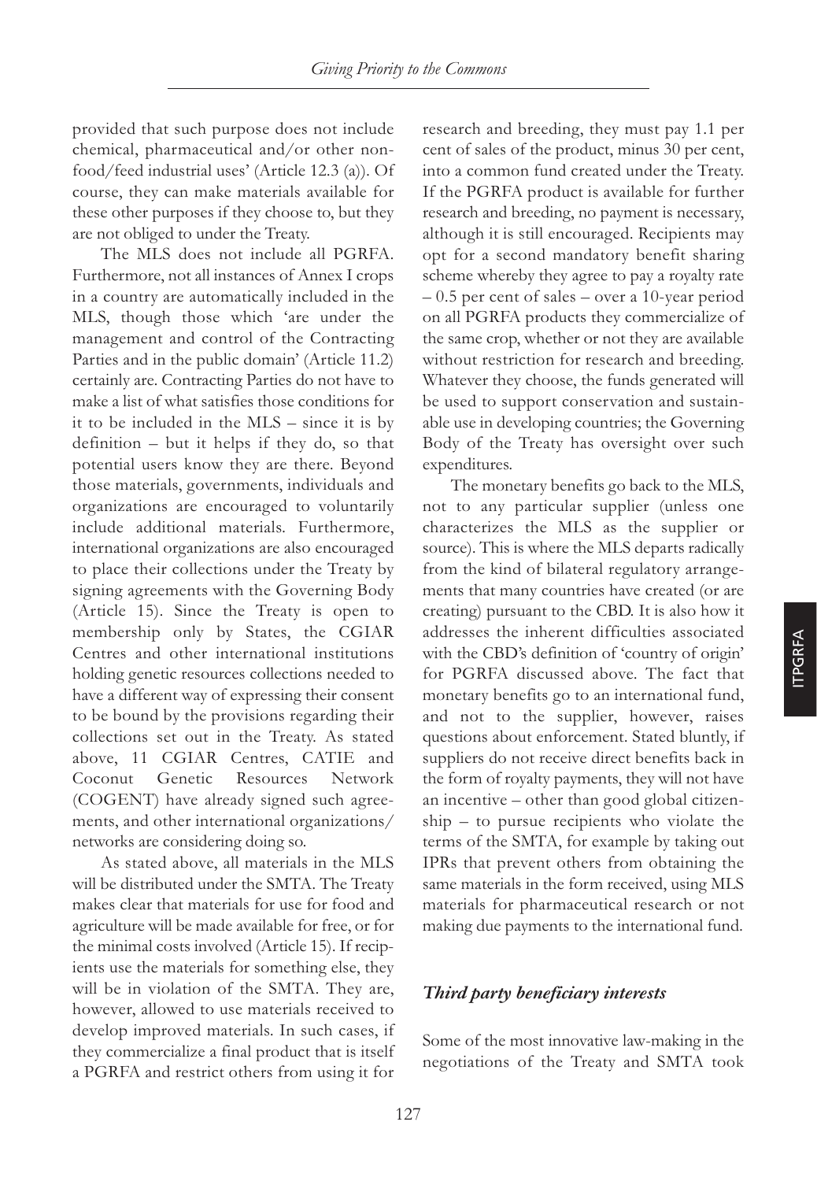provided that such purpose does not include chemical, pharmaceutical and/or other non-food/feed industrial uses' (Article 12.3 (a)). Of course, they can make materials available for these other purposes if they choose to, but they are not obliged to under the Treaty.

The MLS does not include all PGRFA. Furthermore, not all instances of Annex I crops in a country are automatically included in the MLS, though those which 'are under the management and control of the Contracting Parties and in the public domain' (Article 11.2) certainly are. Contracting Parties do not have to make a list of what satisfies those conditions for it to be included in the MLS – since it is by definition – but it helps if they do, so that potential users know they are there. Beyond those materials, governments, individuals and organizations are encouraged to voluntarily include additional materials. Furthermore, international organizations are also encouraged to place their collections under the Treaty by signing agreements with the Governing Body (Article 15). Since the Treaty is open to membership only by States, the CGIAR Centres and other international institutions holding genetic resources collections needed to have a different way of expressing their consent to be bound by the provisions regarding their collections set out in the Treaty. As stated above, 11 CGIAR Centres, CATIE and Coconut Genetic Resources Network (COGENT) have already signed such agreements, and other international organizations/networks are considering doing so.

As stated above, all materials in the MLS will be distributed under the SMTA. The Treaty makes clear that materials for use for food and agriculture will be made available for free, or for the minimal costs involved (Article 15). If recipients use the materials for something else, they will be in violation of the SMTA. They are, however, allowed to use materials received to develop improved materials. In such cases, if they commercialize a final product that is itself a PGRFA and restrict others from using it for research and breeding, they must pay 1.1 per cent of sales of the product, minus 30 per cent, into a common fund created under the Treaty. If the PGRFA product is available for further research and breeding, no payment is necessary, although it is still encouraged. Recipients may opt for a second mandatory benefit sharing scheme whereby they agree to pay a royalty rate – 0.5 per cent of sales – over a 10-year period on all PGRFA products they commercialize of the same crop, whether or not they are available without restriction for research and breeding. Whatever they choose, the funds generated will be used to support conservation and sustainable use in developing countries; the Governing Body of the Treaty has oversight over such expenditures.

The monetary benefits go back to the MLS, not to any particular supplier (unless one characterizes the MLS as the supplier or source). This is where the MLS departs radically from the kind of bilateral regulatory arrangements that many countries have created (or are creating) pursuant to the CBD. It is also how it addresses the inherent difficulties associated with the CBD's definition of 'country of origin' for PGRFA discussed above. The fact that monetary benefits go to an international fund, and not to the supplier, however, raises questions about enforcement. Stated bluntly, if suppliers do not receive direct benefits back in the form of royalty payments, they will not have an incentive – other than good global citizenship – to pursue recipients who violate the terms of the SMTA, for example by taking out IPRs that prevent others from obtaining the same materials in the form received, using MLS materials for pharmaceutical research or not making due payments to the international fund.

### *Third party beneficiary interests*

Some of the most innovative law-making in the negotiations of the Treaty and SMTA took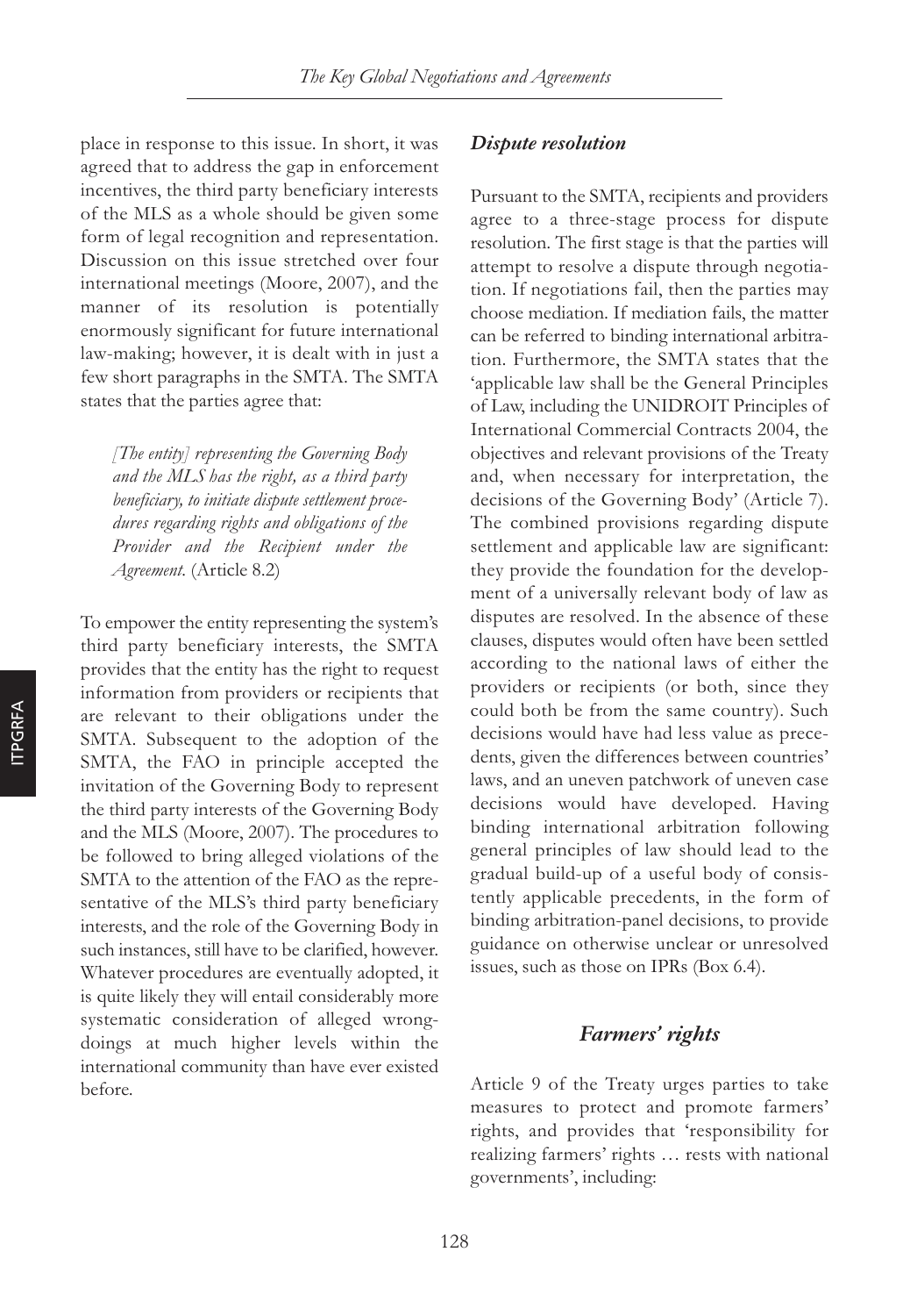place in response to this issue. In short, it was agreed that to address the gap in enforcement incentives, the third party beneficiary interests of the MLS as a whole should be given some form of legal recognition and representation. Discussion on this issue stretched over four international meetings (Moore, 2007), and the manner of its resolution is potentially enormously significant for future international law-making; however, it is dealt with in just a few short paragraphs in the SMTA. The SMTA states that the parties agree that:

> *[The entity] representing the Governing Body and the MLS has the right, as a third party beneficiary, to initiate dispute settlement procedures regarding rights and obligations of the Provider and the Recipient under the Agreement.* (Article 8.2)

To empower the entity representing the system's third party beneficiary interests, the SMTA provides that the entity has the right to request information from providers or recipients that are relevant to their obligations under the SMTA. Subsequent to the adoption of the SMTA, the FAO in principle accepted the invitation of the Governing Body to represent the third party interests of the Governing Body and the MLS (Moore, 2007). The procedures to be followed to bring alleged violations of the SMTA to the attention of the FAO as the representative of the MLS's third party beneficiary interests, and the role of the Governing Body in such instances, still have to be clarified, however. Whatever procedures are eventually adopted, it is quite likely they will entail considerably more systematic consideration of alleged wrongdoings at much higher levels within the international community than have ever existed before.

### *Dispute resolution*

Pursuant to the SMTA, recipients and providers agree to a three-stage process for dispute resolution. The first stage is that the parties will attempt to resolve a dispute through negotiation. If negotiations fail, then the parties may choose mediation. If mediation fails, the matter can be referred to binding international arbitration. Furthermore, the SMTA states that the 'applicable law shall be the General Principles of Law, including the UNIDROIT Principles of International Commercial Contracts 2004, the objectives and relevant provisions of the Treaty and, when necessary for interpretation, the decisions of the Governing Body' (Article 7). The combined provisions regarding dispute settlement and applicable law are significant: they provide the foundation for the development of a universally relevant body of law as disputes are resolved. In the absence of these clauses, disputes would often have been settled according to the national laws of either the providers or recipients (or both, since they could both be from the same country). Such decisions would have had less value as precedents, given the differences between countries' laws, and an uneven patchwork of uneven case decisions would have developed. Having binding international arbitration following general principles of law should lead to the gradual build-up of a useful body of consistently applicable precedents, in the form of binding arbitration-panel decisions, to provide guidance on otherwise unclear or unresolved issues, such as those on IPRs (Box 6.4).

## *Farmers' rights*

Article 9 of the Treaty urges parties to take measures to protect and promote farmers' rights, and provides that 'responsibility for realizing farmers' rights … rests with national governments', including: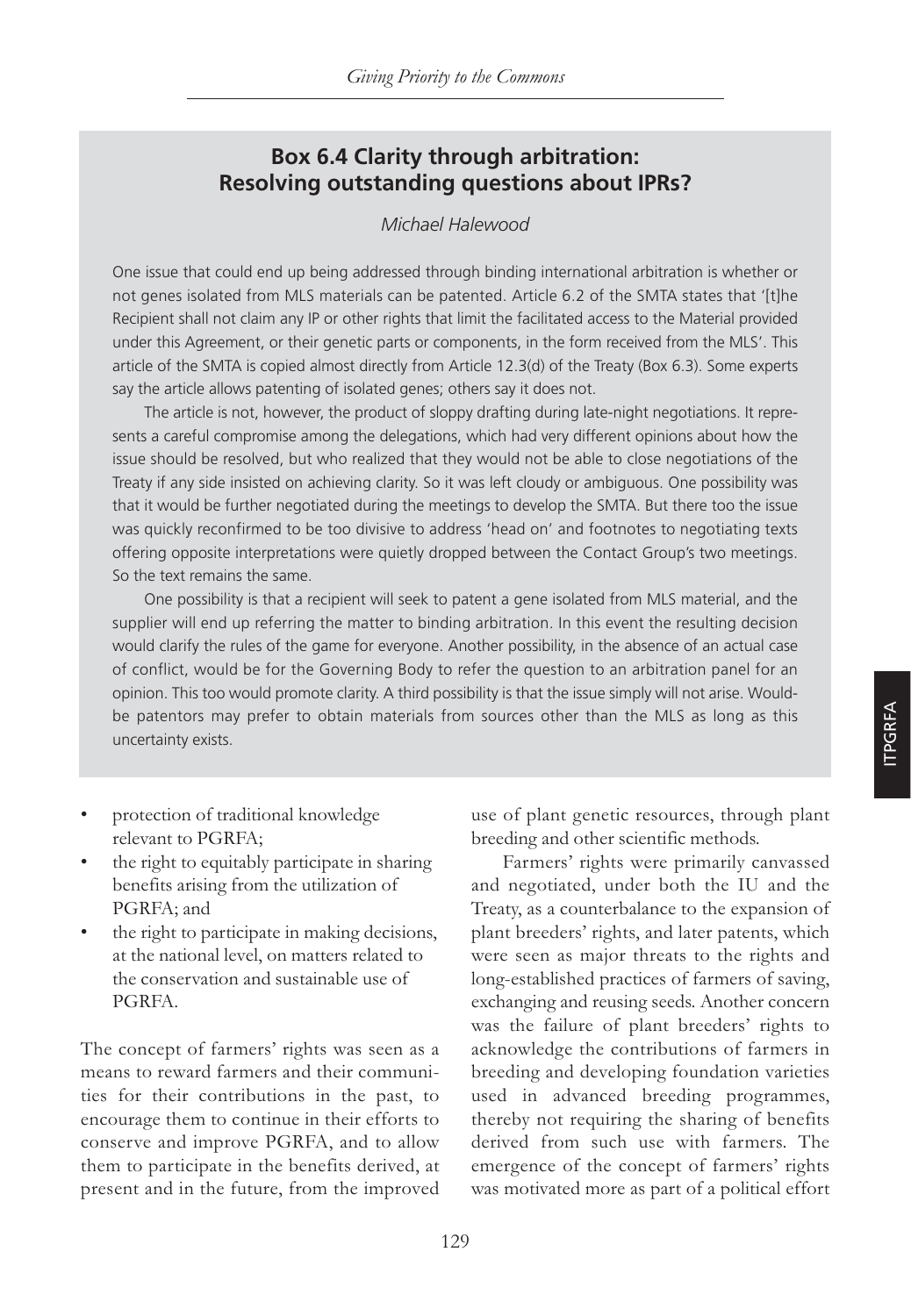## Box 6.4 Clarity through arbitration: Resolving outstanding questions about IPRs?

*Michael Halewood*

One issue that could end up being addressed through binding international arbitration is whether or not genes isolated from MLS materials can be patented. Article 6.2 of the SMTA states that '[t]he Recipient shall not claim any IP or other rights that limit the facilitated access to the Material provided under this Agreement, or their genetic parts or components, in the form received from the MLS'. This article of the SMTA is copied almost directly from Article 12.3(d) of the Treaty (Box 6.3). Some experts say the article allows patenting of isolated genes; others say it does not.

The article is not, however, the product of sloppy drafting during late-night negotiations. It represents a careful compromise among the delegations, which had very different opinions about how the issue should be resolved, but who realized that they would not be able to close negotiations of the Treaty if any side insisted on achieving clarity. So it was left cloudy or ambiguous. One possibility was that it would be further negotiated during the meetings to develop the SMTA. But there too the issue was quickly reconfirmed to be too divisive to address 'head on' and footnotes to negotiating texts offering opposite interpretations were quietly dropped between the Contact Group's two meetings. So the text remains the same.

One possibility is that a recipient will seek to patent a gene isolated from MLS material, and the supplier will end up referring the matter to binding arbitration. In this event the resulting decision would clarify the rules of the game for everyone. Another possibility, in the absence of an actual case of conflict, would be for the Governing Body to refer the question to an arbitration panel for an opinion. This too would promote clarity. A third possibility is that the issue simply will not arise. Would-be patentors may prefer to obtain materials from sources other than the MLS as long as this uncertainty exists.

---

- protection of traditional knowledge relevant to PGRFA;
- the right to equitably participate in sharing benefits arising from the utilization of PGRFA; and
- the right to participate in making decisions, at the national level, on matters related to the conservation and sustainable use of PGRFA.

The concept of farmers' rights was seen as a means to reward farmers and their communities for their contributions in the past, to encourage them to continue in their efforts to conserve and improve PGRFA, and to allow them to participate in the benefits derived, at present and in the future, from the improved use of plant genetic resources, through plant breeding and other scientific methods.

Farmers' rights were primarily canvassed and negotiated, under both the IU and the Treaty, as a counterbalance to the expansion of plant breeders' rights, and later patents, which were seen as major threats to the rights and long-established practices of farmers of saving, exchanging and reusing seeds. Another concern was the failure of plant breeders' rights to acknowledge the contributions of farmers in breeding and developing foundation varieties used in advanced breeding programmes, thereby not requiring the sharing of benefits derived from such use with farmers. The emergence of the concept of farmers' rights was motivated more as part of a political effort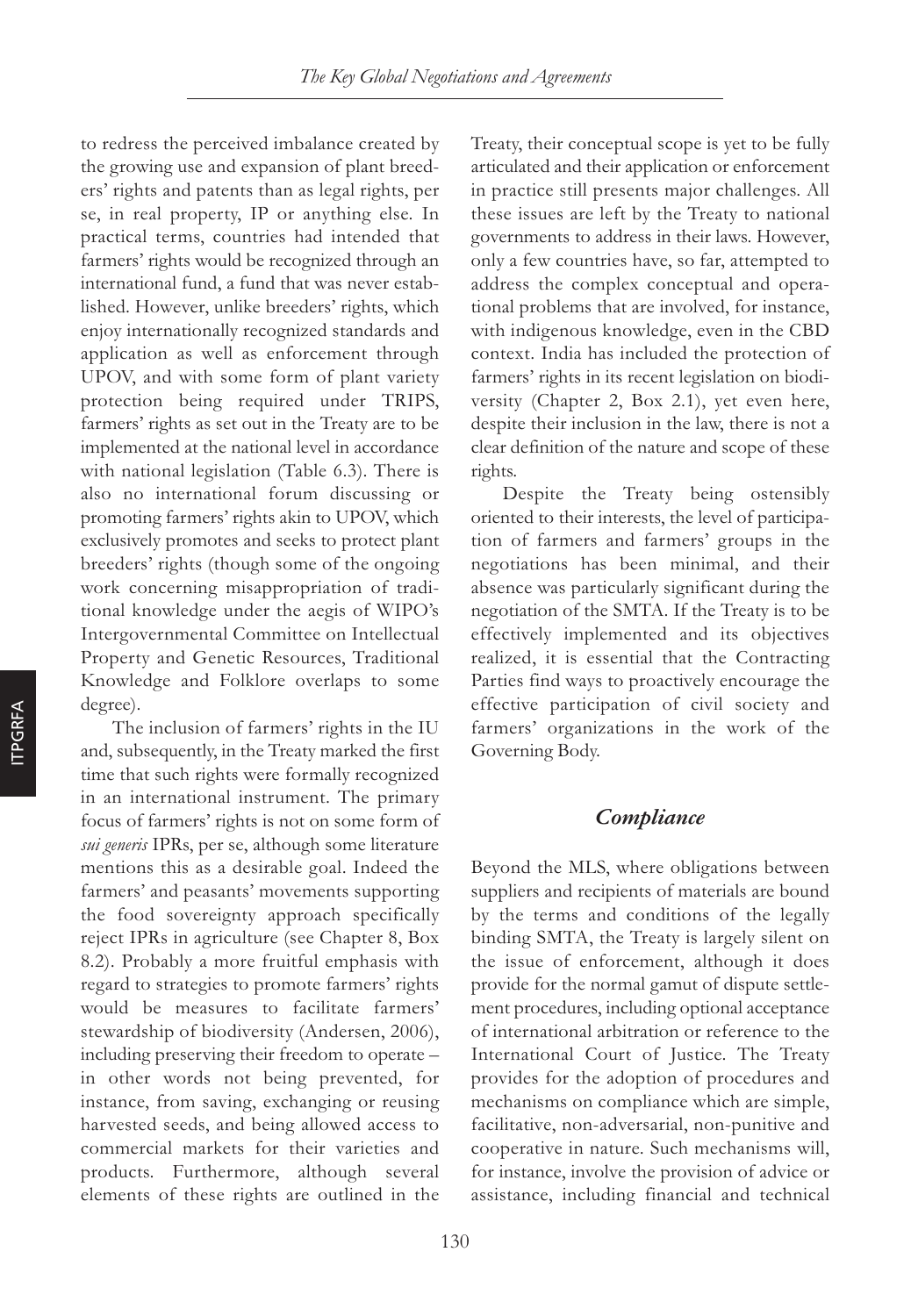to redress the perceived imbalance created by the growing use and expansion of plant breeders' rights and patents than as legal rights, per se, in real property, IP or anything else. In practical terms, countries had intended that farmers' rights would be recognized through an international fund, a fund that was never established. However, unlike breeders' rights, which enjoy internationally recognized standards and application as well as enforcement through UPOV, and with some form of plant variety protection being required under TRIPS, farmers' rights as set out in the Treaty are to be implemented at the national level in accordance with national legislation (Table 6.3). There is also no international forum discussing or promoting farmers' rights akin to UPOV, which exclusively promotes and seeks to protect plant breeders' rights (though some of the ongoing work concerning misappropriation of traditional knowledge under the aegis of WIPO's Intergovernmental Committee on Intellectual Property and Genetic Resources, Traditional Knowledge and Folklore overlaps to some degree).

The inclusion of farmers' rights in the IU and, subsequently, in the Treaty marked the first time that such rights were formally recognized in an international instrument. The primary focus of farmers' rights is not on some form of *sui generis* IPRs, per se, although some literature mentions this as a desirable goal. Indeed the farmers' and peasants' movements supporting the food sovereignty approach specifically reject IPRs in agriculture (see Chapter 8, Box 8.2). Probably a more fruitful emphasis with regard to strategies to promote farmers' rights would be measures to facilitate farmers' stewardship of biodiversity (Andersen, 2006), including preserving their freedom to operate – in other words not being prevented, for instance, from saving, exchanging or reusing harvested seeds, and being allowed access to commercial markets for their varieties and products. Furthermore, although several elements of these rights are outlined in the Treaty, their conceptual scope is yet to be fully articulated and their application or enforcement in practice still presents major challenges. All these issues are left by the Treaty to national governments to address in their laws. However, only a few countries have, so far, attempted to address the complex conceptual and operational problems that are involved, for instance, with indigenous knowledge, even in the CBD context. India has included the protection of farmers' rights in its recent legislation on biodiversity (Chapter 2, Box 2.1), yet even here, despite their inclusion in the law, there is not a clear definition of the nature and scope of these rights.

Despite the Treaty being ostensibly oriented to their interests, the level of participation of farmers and farmers' groups in the negotiations has been minimal, and their absence was particularly significant during the negotiation of the SMTA. If the Treaty is to be effectively implemented and its objectives realized, it is essential that the Contracting Parties find ways to proactively encourage the effective participation of civil society and farmers' organizations in the work of the Governing Body.

## *Compliance*

Beyond the MLS, where obligations between suppliers and recipients of materials are bound by the terms and conditions of the legally binding SMTA, the Treaty is largely silent on the issue of enforcement, although it does provide for the normal gamut of dispute settlement procedures, including optional acceptance of international arbitration or reference to the International Court of Justice. The Treaty provides for the adoption of procedures and mechanisms on compliance which are simple, facilitative, non-adversarial, non-punitive and cooperative in nature. Such mechanisms will, for instance, involve the provision of advice or assistance, including financial and technical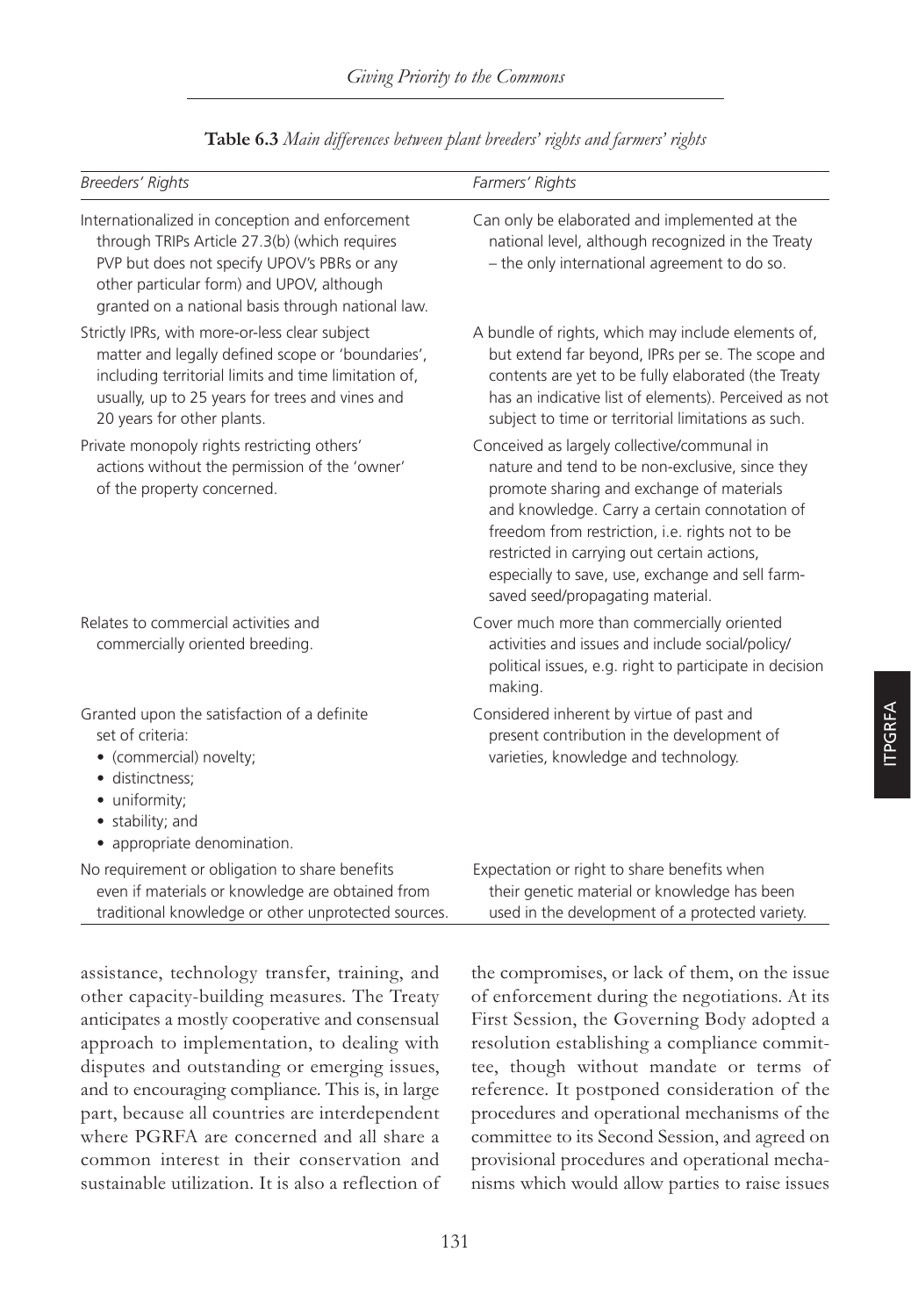**Table 6.3** *Main differences between plant breeders' rights and farmers' rights*

| *Breeders' Rights* | *Farmers' Rights* |
|---|---|
| Internationalized in conception and enforcement through TRIPs Article 27.3(b) (which requires PVP but does not specify UPOV's PBRs or any other particular form) and UPOV, although granted on a national basis through national law. | Can only be elaborated and implemented at the national level, although recognized in the Treaty – the only international agreement to do so. |
| Strictly IPRs, with more-or-less clear subject matter and legally defined scope or 'boundaries', including territorial limits and time limitation of, usually, up to 25 years for trees and vines and 20 years for other plants. | A bundle of rights, which may include elements of, but extend far beyond, IPRs per se. The scope and contents are yet to be fully elaborated (the Treaty has an indicative list of elements). Perceived as not subject to time or territorial limitations as such. |
| Private monopoly rights restricting others' actions without the permission of the 'owner' of the property concerned. | Conceived as largely collective/communal in nature and tend to be non-exclusive, since they promote sharing and exchange of materials and knowledge. Carry a certain connotation of freedom from restriction, i.e. rights not to be restricted in carrying out certain actions, especially to save, use, exchange and sell farm-saved seed/propagating material. |
| Relates to commercial activities and commercially oriented breeding. | Cover much more than commercially oriented activities and issues and include social/policy/political issues, e.g. right to participate in decision making. |
| Granted upon the satisfaction of a definite set of criteria: <br>• (commercial) novelty; <br>• distinctness; <br>• uniformity; <br>• stability; and <br>• appropriate denomination. | Considered inherent by virtue of past and present contribution in the development of varieties, knowledge and technology. |
| No requirement or obligation to share benefits even if materials or knowledge are obtained from traditional knowledge or other unprotected sources. | Expectation or right to share benefits when their genetic material or knowledge has been used in the development of a protected variety. |

assistance, technology transfer, training, and other capacity-building measures. The Treaty anticipates a mostly cooperative and consensual approach to implementation, to dealing with disputes and outstanding or emerging issues, and to encouraging compliance. This is, in large part, because all countries are interdependent where PGRFA are concerned and all share a common interest in their conservation and sustainable utilization. It is also a reflection of the compromises, or lack of them, on the issue of enforcement during the negotiations. At its First Session, the Governing Body adopted a resolution establishing a compliance committee, though without mandate or terms of reference. It postponed consideration of the procedures and operational mechanisms of the committee to its Second Session, and agreed on provisional procedures and operational mechanisms which would allow parties to raise issues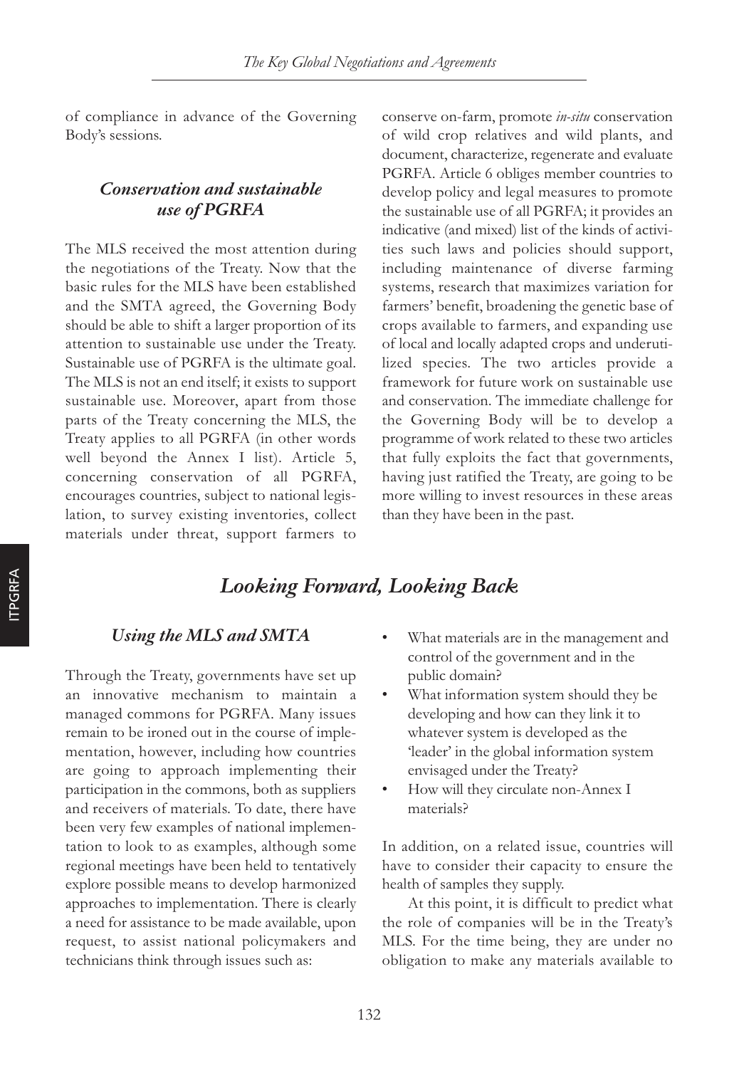of compliance in advance of the Governing Body's sessions.

### *Conservation and sustainable use of PGRFA*

The MLS received the most attention during the negotiations of the Treaty. Now that the basic rules for the MLS have been established and the SMTA agreed, the Governing Body should be able to shift a larger proportion of its attention to sustainable use under the Treaty. Sustainable use of PGRFA is the ultimate goal. The MLS is not an end itself; it exists to support sustainable use. Moreover, apart from those parts of the Treaty concerning the MLS, the Treaty applies to all PGRFA (in other words well beyond the Annex I list). Article 5, concerning conservation of all PGRFA, encourages countries, subject to national legislation, to survey existing inventories, collect materials under threat, support farmers to conserve on-farm, promote *in-situ* conservation of wild crop relatives and wild plants, and document, characterize, regenerate and evaluate PGRFA. Article 6 obliges member countries to develop policy and legal measures to promote the sustainable use of all PGRFA; it provides an indicative (and mixed) list of the kinds of activities such laws and policies should support, including maintenance of diverse farming systems, research that maximizes variation for farmers' benefit, broadening the genetic base of crops available to farmers, and expanding use of local and locally adapted crops and underutilized species. The two articles provide a framework for future work on sustainable use and conservation. The immediate challenge for the Governing Body will be to develop a programme of work related to these two articles that fully exploits the fact that governments, having just ratified the Treaty, are going to be more willing to invest resources in these areas than they have been in the past.

## *Looking Forward, Looking Back*

### *Using the MLS and SMTA*

Through the Treaty, governments have set up an innovative mechanism to maintain a managed commons for PGRFA. Many issues remain to be ironed out in the course of implementation, however, including how countries are going to approach implementing their participation in the commons, both as suppliers and receivers of materials. To date, there have been very few examples of national implementation to look to as examples, although some regional meetings have been held to tentatively explore possible means to develop harmonized approaches to implementation. There is clearly a need for assistance to be made available, upon request, to assist national policymakers and technicians think through issues such as:

- What materials are in the management and control of the government and in the public domain?
- What information system should they be developing and how can they link it to whatever system is developed as the 'leader' in the global information system envisaged under the Treaty?
- How will they circulate non-Annex I materials?

In addition, on a related issue, countries will have to consider their capacity to ensure the health of samples they supply.

At this point, it is difficult to predict what the role of companies will be in the Treaty's MLS. For the time being, they are under no obligation to make any materials available to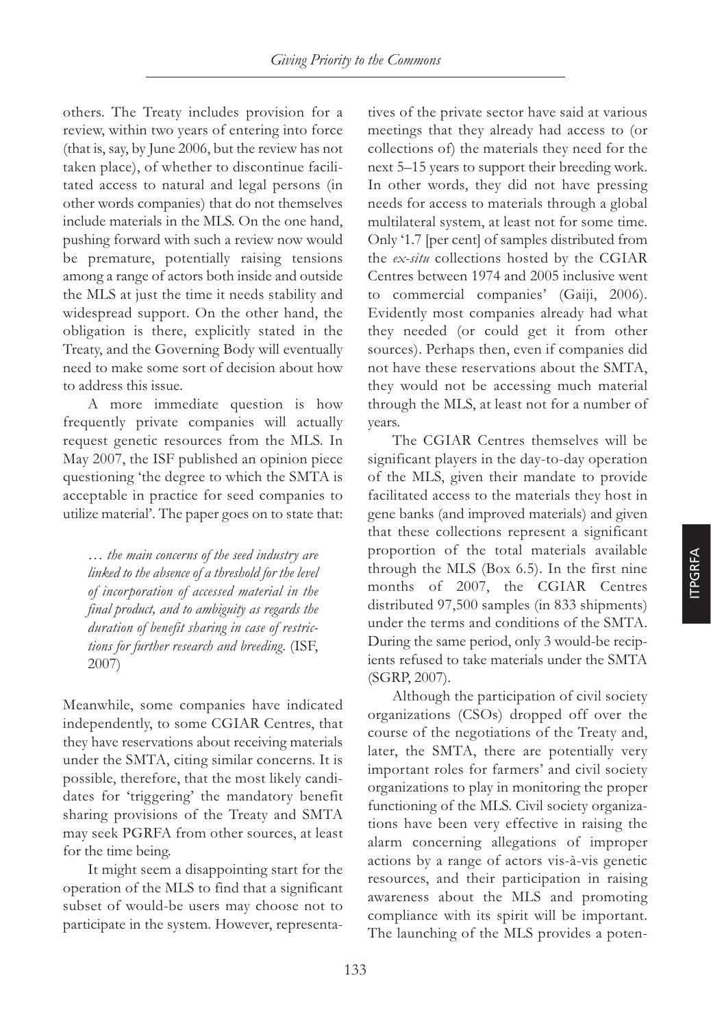others. The Treaty includes provision for a review, within two years of entering into force (that is, say, by June 2006, but the review has not taken place), of whether to discontinue facilitated access to natural and legal persons (in other words companies) that do not themselves include materials in the MLS. On the one hand, pushing forward with such a review now would be premature, potentially raising tensions among a range of actors both inside and outside the MLS at just the time it needs stability and widespread support. On the other hand, the obligation is there, explicitly stated in the Treaty, and the Governing Body will eventually need to make some sort of decision about how to address this issue.

A more immediate question is how frequently private companies will actually request genetic resources from the MLS. In May 2007, the ISF published an opinion piece questioning 'the degree to which the SMTA is acceptable in practice for seed companies to utilize material'. The paper goes on to state that:

> … *the main concerns of the seed industry are linked to the absence of a threshold for the level of incorporation of accessed material in the final product, and to ambiguity as regards the duration of benefit sharing in case of restrictions for further research and breeding.* (ISF, 2007)

Meanwhile, some companies have indicated independently, to some CGIAR Centres, that they have reservations about receiving materials under the SMTA, citing similar concerns. It is possible, therefore, that the most likely candidates for 'triggering' the mandatory benefit sharing provisions of the Treaty and SMTA may seek PGRFA from other sources, at least for the time being.

It might seem a disappointing start for the operation of the MLS to find that a significant subset of would-be users may choose not to participate in the system. However, representatives of the private sector have said at various meetings that they already had access to (or collections of) the materials they need for the next 5–15 years to support their breeding work. In other words, they did not have pressing needs for access to materials through a global multilateral system, at least not for some time. Only '1.7 [per cent] of samples distributed from the *ex-situ* collections hosted by the CGIAR Centres between 1974 and 2005 inclusive went to commercial companies' (Gaiji, 2006). Evidently most companies already had what they needed (or could get it from other sources). Perhaps then, even if companies did not have these reservations about the SMTA, they would not be accessing much material through the MLS, at least not for a number of years.

The CGIAR Centres themselves will be significant players in the day-to-day operation of the MLS, given their mandate to provide facilitated access to the materials they host in gene banks (and improved materials) and given that these collections represent a significant proportion of the total materials available through the MLS (Box 6.5). In the first nine months of 2007, the CGIAR Centres distributed 97,500 samples (in 833 shipments) under the terms and conditions of the SMTA. During the same period, only 3 would-be recipients refused to take materials under the SMTA (SGRP, 2007).

Although the participation of civil society organizations (CSOs) dropped off over the course of the negotiations of the Treaty and, later, the SMTA, there are potentially very important roles for farmers' and civil society organizations to play in monitoring the proper functioning of the MLS. Civil society organizations have been very effective in raising the alarm concerning allegations of improper actions by a range of actors vis-à-vis genetic resources, and their participation in raising awareness about the MLS and promoting compliance with its spirit will be important. The launching of the MLS provides a poten-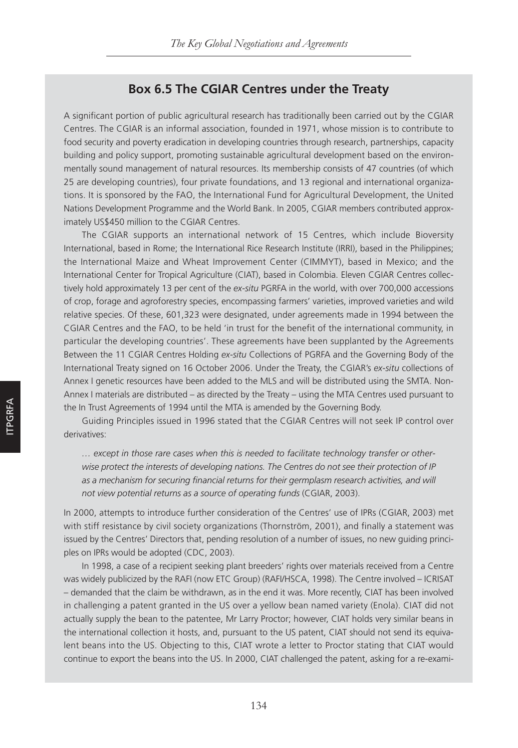## Box 6.5 The CGIAR Centres under the Treaty

A significant portion of public agricultural research has traditionally been carried out by the CGIAR Centres. The CGIAR is an informal association, founded in 1971, whose mission is to contribute to food security and poverty eradication in developing countries through research, partnerships, capacity building and policy support, promoting sustainable agricultural development based on the environmentally sound management of natural resources. Its membership consists of 47 countries (of which 25 are developing countries), four private foundations, and 13 regional and international organizations. It is sponsored by the FAO, the International Fund for Agricultural Development, the United Nations Development Programme and the World Bank. In 2005, CGIAR members contributed approximately US$450 million to the CGIAR Centres.

The CGIAR supports an international network of 15 Centres, which include Bioversity International, based in Rome; the International Rice Research Institute (IRRI), based in the Philippines; the International Maize and Wheat Improvement Center (CIMMYT), based in Mexico; and the International Center for Tropical Agriculture (CIAT), based in Colombia. Eleven CGIAR Centres collectively hold approximately 13 per cent of the *ex-situ* PGRFA in the world, with over 700,000 accessions of crop, forage and agroforestry species, encompassing farmers' varieties, improved varieties and wild relative species. Of these, 601,323 were designated, under agreements made in 1994 between the CGIAR Centres and the FAO, to be held 'in trust for the benefit of the international community, in particular the developing countries'. These agreements have been supplanted by the Agreements Between the 11 CGIAR Centres Holding *ex-situ* Collections of PGRFA and the Governing Body of the International Treaty signed on 16 October 2006. Under the Treaty, the CGIAR's *ex-situ* collections of Annex I genetic resources have been added to the MLS and will be distributed using the SMTA. Non-Annex I materials are distributed – as directed by the Treaty – using the MTA Centres used pursuant to the In Trust Agreements of 1994 until the MTA is amended by the Governing Body.

Guiding Principles issued in 1996 stated that the CGIAR Centres will not seek IP control over derivatives:

> *… except in those rare cases when this is needed to facilitate technology transfer or otherwise protect the interests of developing nations. The Centres do not see their protection of IP as a mechanism for securing financial returns for their germplasm research activities, and will not view potential returns as a source of operating funds* (CGIAR, 2003).

In 2000, attempts to introduce further consideration of the Centres' use of IPRs (CGIAR, 2003) met with stiff resistance by civil society organizations (Thornström, 2001), and finally a statement was issued by the Centres' Directors that, pending resolution of a number of issues, no new guiding principles on IPRs would be adopted (CDC, 2003).

In 1998, a case of a recipient seeking plant breeders' rights over materials received from a Centre was widely publicized by the RAFI (now ETC Group) (RAFI/HSCA, 1998). The Centre involved – ICRISAT – demanded that the claim be withdrawn, as in the end it was. More recently, CIAT has been involved in challenging a patent granted in the US over a yellow bean named variety (Enola). CIAT did not actually supply the bean to the patentee, Mr Larry Proctor; however, CIAT holds very similar beans in the international collection it hosts, and, pursuant to the US patent, CIAT should not send its equivalent beans into the US. Objecting to this, CIAT wrote a letter to Proctor stating that CIAT would continue to export the beans into the US. In 2000, CIAT challenged the patent, asking for a re-exami-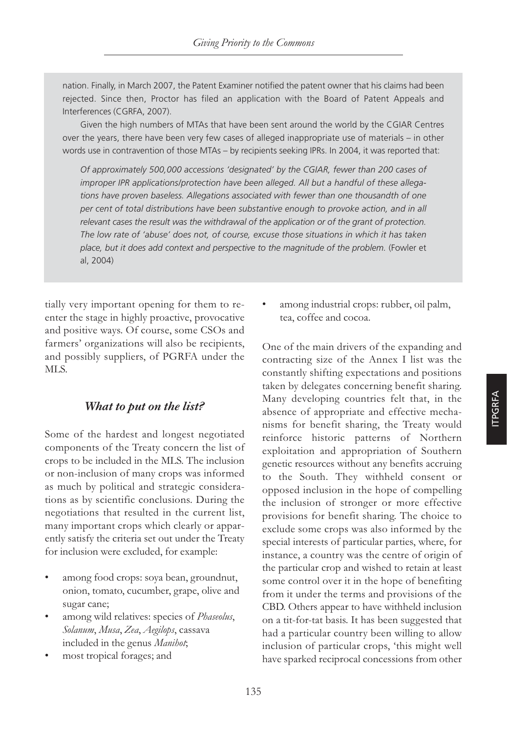nation. Finally, in March 2007, the Patent Examiner notified the patent owner that his claims had been rejected. Since then, Proctor has filed an application with the Board of Patent Appeals and Interferences (CGRFA, 2007).

Given the high numbers of MTAs that have been sent around the world by the CGIAR Centres over the years, there have been very few cases of alleged inappropriate use of materials – in other words use in contravention of those MTAs – by recipients seeking IPRs. In 2004, it was reported that:

> *Of approximately 500,000 accessions 'designated' by the CGIAR, fewer than 200 cases of improper IPR applications/protection have been alleged. All but a handful of these allegations have proven baseless. Allegations associated with fewer than one thousandth of one per cent of total distributions have been substantive enough to provoke action, and in all relevant cases the result was the withdrawal of the application or of the grant of protection. The low rate of 'abuse' does not, of course, excuse those situations in which it has taken place, but it does add context and perspective to the magnitude of the problem.* (Fowler et al, 2004)

tially very important opening for them to re-enter the stage in highly proactive, provocative and positive ways. Of course, some CSOs and farmers' organizations will also be recipients, and possibly suppliers, of PGRFA under the MLS.

### *What to put on the list?*

Some of the hardest and longest negotiated components of the Treaty concern the list of crops to be included in the MLS. The inclusion or non-inclusion of many crops was informed as much by political and strategic considerations as by scientific conclusions. During the negotiations that resulted in the current list, many important crops which clearly or apparently satisfy the criteria set out under the Treaty for inclusion were excluded, for example:

- among food crops: soya bean, groundnut, onion, tomato, cucumber, grape, olive and sugar cane;
- among wild relatives: species of *Phaseolus*, *Solanum*, *Musa*, *Zea*, *Aegilops*, cassava included in the genus *Manihot*;
- most tropical forages; and
- among industrial crops: rubber, oil palm, tea, coffee and cocoa.

One of the main drivers of the expanding and contracting size of the Annex I list was the constantly shifting expectations and positions taken by delegates concerning benefit sharing. Many developing countries felt that, in the absence of appropriate and effective mechanisms for benefit sharing, the Treaty would reinforce historic patterns of Northern exploitation and appropriation of Southern genetic resources without any benefits accruing to the South. They withheld consent or opposed inclusion in the hope of compelling the inclusion of stronger or more effective provisions for benefit sharing. The choice to exclude some crops was also informed by the special interests of particular parties, where, for instance, a country was the centre of origin of the particular crop and wished to retain at least some control over it in the hope of benefiting from it under the terms and provisions of the CBD. Others appear to have withheld inclusion on a tit-for-tat basis. It has been suggested that had a particular country been willing to allow inclusion of particular crops, 'this might well have sparked reciprocal concessions from other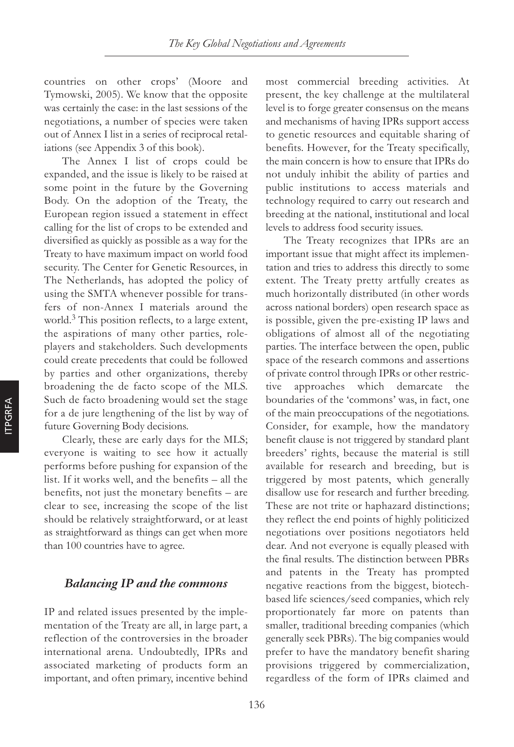countries on other crops' (Moore and Tymowski, 2005). We know that the opposite was certainly the case: in the last sessions of the negotiations, a number of species were taken out of Annex I list in a series of reciprocal retaliations (see Appendix 3 of this book).

The Annex I list of crops could be expanded, and the issue is likely to be raised at some point in the future by the Governing Body. On the adoption of the Treaty, the European region issued a statement in effect calling for the list of crops to be extended and diversified as quickly as possible as a way for the Treaty to have maximum impact on world food security. The Center for Genetic Resources, in The Netherlands, has adopted the policy of using the SMTA whenever possible for transfers of non-Annex I materials around the world.[3] This position reflects, to a large extent, the aspirations of many other parties, role-players and stakeholders. Such developments could create precedents that could be followed by parties and other organizations, thereby broadening the de facto scope of the MLS. Such de facto broadening would set the stage for a de jure lengthening of the list by way of future Governing Body decisions.

Clearly, these are early days for the MLS; everyone is waiting to see how it actually performs before pushing for expansion of the list. If it works well, and the benefits – all the benefits, not just the monetary benefits – are clear to see, increasing the scope of the list should be relatively straightforward, or at least as straightforward as things can get when more than 100 countries have to agree.

### *Balancing IP and the commons*

IP and related issues presented by the implementation of the Treaty are all, in large part, a reflection of the controversies in the broader international arena. Undoubtedly, IPRs and associated marketing of products form an important, and often primary, incentive behind most commercial breeding activities. At present, the key challenge at the multilateral level is to forge greater consensus on the means and mechanisms of having IPRs support access to genetic resources and equitable sharing of benefits. However, for the Treaty specifically, the main concern is how to ensure that IPRs do not unduly inhibit the ability of parties and public institutions to access materials and technology required to carry out research and breeding at the national, institutional and local levels to address food security issues.

The Treaty recognizes that IPRs are an important issue that might affect its implementation and tries to address this directly to some extent. The Treaty pretty artfully creates as much horizontally distributed (in other words across national borders) open research space as is possible, given the pre-existing IP laws and obligations of almost all of the negotiating parties. The interface between the open, public space of the research commons and assertions of private control through IPRs or other restrictive approaches which demarcate the boundaries of the 'commons' was, in fact, one of the main preoccupations of the negotiations. Consider, for example, how the mandatory benefit clause is not triggered by standard plant breeders' rights, because the material is still available for research and breeding, but is triggered by most patents, which generally disallow use for research and further breeding. These are not trite or haphazard distinctions; they reflect the end points of highly politicized negotiations over positions negotiators held dear. And not everyone is equally pleased with the final results. The distinction between PBRs and patents in the Treaty has prompted negative reactions from the biggest, biotech-based life sciences/seed companies, which rely proportionately far more on patents than smaller, traditional breeding companies (which generally seek PBRs). The big companies would prefer to have the mandatory benefit sharing provisions triggered by commercialization, regardless of the form of IPRs claimed and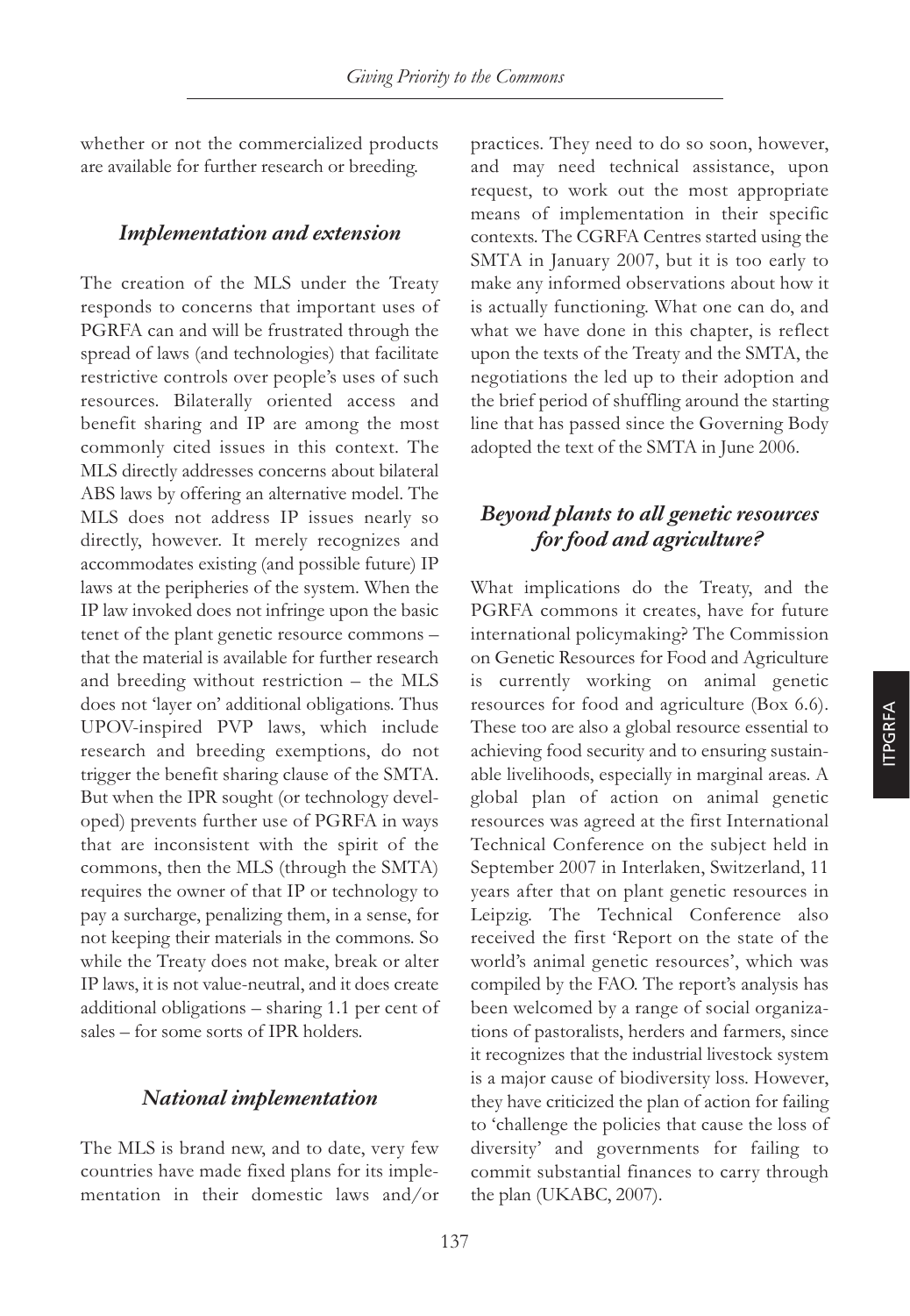whether or not the commercialized products are available for further research or breeding.

## *Implementation and extension*

The creation of the MLS under the Treaty responds to concerns that important uses of PGRFA can and will be frustrated through the spread of laws (and technologies) that facilitate restrictive controls over people's uses of such resources. Bilaterally oriented access and benefit sharing and IP are among the most commonly cited issues in this context. The MLS directly addresses concerns about bilateral ABS laws by offering an alternative model. The MLS does not address IP issues nearly so directly, however. It merely recognizes and accommodates existing (and possible future) IP laws at the peripheries of the system. When the IP law invoked does not infringe upon the basic tenet of the plant genetic resource commons – that the material is available for further research and breeding without restriction – the MLS does not 'layer on' additional obligations. Thus UPOV-inspired PVP laws, which include research and breeding exemptions, do not trigger the benefit sharing clause of the SMTA. But when the IPR sought (or technology developed) prevents further use of PGRFA in ways that are inconsistent with the spirit of the commons, then the MLS (through the SMTA) requires the owner of that IP or technology to pay a surcharge, penalizing them, in a sense, for not keeping their materials in the commons. So while the Treaty does not make, break or alter IP laws, it is not value-neutral, and it does create additional obligations – sharing 1.1 per cent of sales – for some sorts of IPR holders.

## *National implementation*

The MLS is brand new, and to date, very few countries have made fixed plans for its implementation in their domestic laws and/or practices. They need to do so soon, however, and may need technical assistance, upon request, to work out the most appropriate means of implementation in their specific contexts. The CGRFA Centres started using the SMTA in January 2007, but it is too early to make any informed observations about how it is actually functioning. What one can do, and what we have done in this chapter, is reflect upon the texts of the Treaty and the SMTA, the negotiations the led up to their adoption and the brief period of shuffling around the starting line that has passed since the Governing Body adopted the text of the SMTA in June 2006.

## *Beyond plants to all genetic resources for food and agriculture?*

What implications do the Treaty, and the PGRFA commons it creates, have for future international policymaking? The Commission on Genetic Resources for Food and Agriculture is currently working on animal genetic resources for food and agriculture (Box 6.6). These too are also a global resource essential to achieving food security and to ensuring sustainable livelihoods, especially in marginal areas. A global plan of action on animal genetic resources was agreed at the first International Technical Conference on the subject held in September 2007 in Interlaken, Switzerland, 11 years after that on plant genetic resources in Leipzig. The Technical Conference also received the first 'Report on the state of the world's animal genetic resources', which was compiled by the FAO. The report's analysis has been welcomed by a range of social organizations of pastoralists, herders and farmers, since it recognizes that the industrial livestock system is a major cause of biodiversity loss. However, they have criticized the plan of action for failing to 'challenge the policies that cause the loss of diversity' and governments for failing to commit substantial finances to carry through the plan (UKABC, 2007).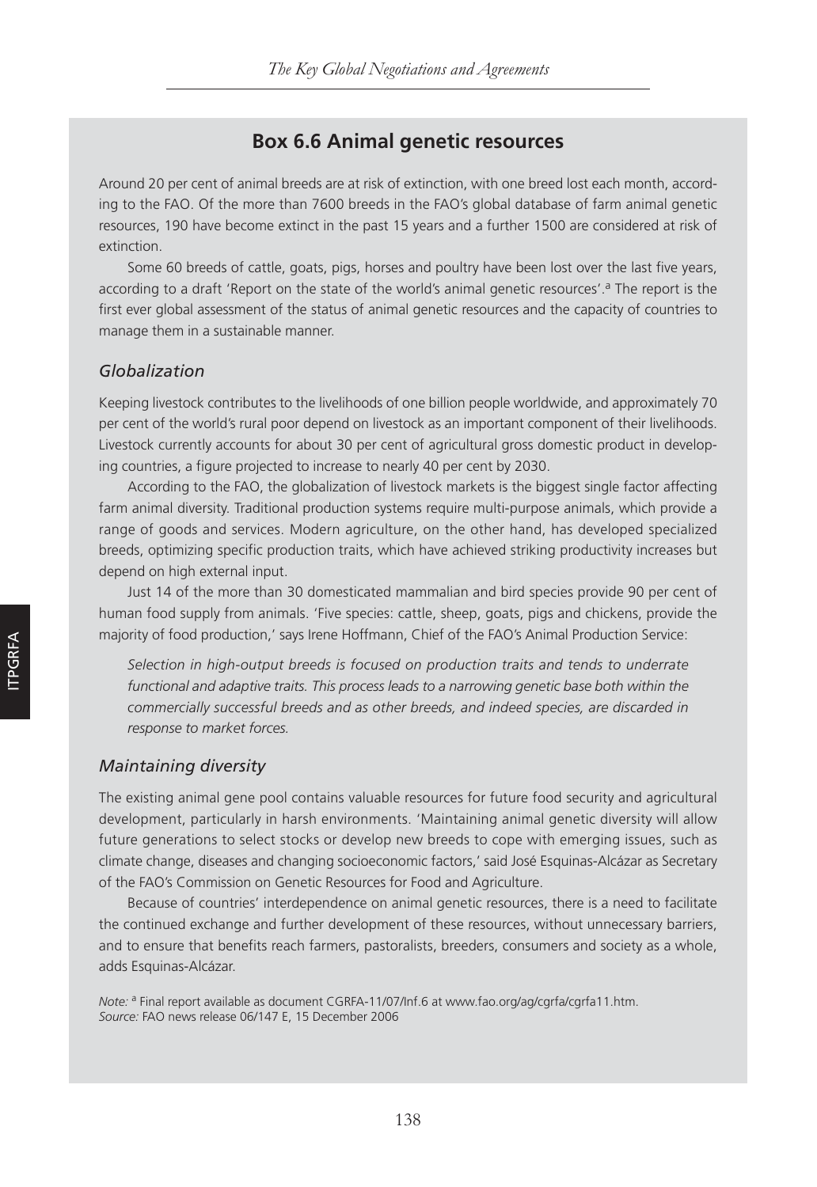## Box 6.6 Animal genetic resources

Around 20 per cent of animal breeds are at risk of extinction, with one breed lost each month, according to the FAO. Of the more than 7600 breeds in the FAO's global database of farm animal genetic resources, 190 have become extinct in the past 15 years and a further 1500 are considered at risk of extinction.

Some 60 breeds of cattle, goats, pigs, horses and poultry have been lost over the last five years, according to a draft 'Report on the state of the world's animal genetic resources'.[a] The report is the first ever global assessment of the status of animal genetic resources and the capacity of countries to manage them in a sustainable manner.

### *Globalization*

Keeping livestock contributes to the livelihoods of one billion people worldwide, and approximately 70 per cent of the world's rural poor depend on livestock as an important component of their livelihoods. Livestock currently accounts for about 30 per cent of agricultural gross domestic product in developing countries, a figure projected to increase to nearly 40 per cent by 2030.

According to the FAO, the globalization of livestock markets is the biggest single factor affecting farm animal diversity. Traditional production systems require multi-purpose animals, which provide a range of goods and services. Modern agriculture, on the other hand, has developed specialized breeds, optimizing specific production traits, which have achieved striking productivity increases but depend on high external input.

Just 14 of the more than 30 domesticated mammalian and bird species provide 90 per cent of human food supply from animals. 'Five species: cattle, sheep, goats, pigs and chickens, provide the majority of food production,' says Irene Hoffmann, Chief of the FAO's Animal Production Service:

> *Selection in high-output breeds is focused on production traits and tends to underrate functional and adaptive traits. This process leads to a narrowing genetic base both within the commercially successful breeds and as other breeds, and indeed species, are discarded in response to market forces.*

### *Maintaining diversity*

The existing animal gene pool contains valuable resources for future food security and agricultural development, particularly in harsh environments. 'Maintaining animal genetic diversity will allow future generations to select stocks or develop new breeds to cope with emerging issues, such as climate change, diseases and changing socioeconomic factors,' said José Esquinas-Alcázar as Secretary of the FAO's Commission on Genetic Resources for Food and Agriculture.

Because of countries' interdependence on animal genetic resources, there is a need to facilitate the continued exchange and further development of these resources, without unnecessary barriers, and to ensure that benefits reach farmers, pastoralists, breeders, consumers and society as a whole, adds Esquinas-Alcázar.

*Note:* [a] Final report available as document CGRFA-11/07/Inf.6 at www.fao.org/ag/cgrfa/cgrfa11.htm.
*Source:* FAO news release 06/147 E, 15 December 2006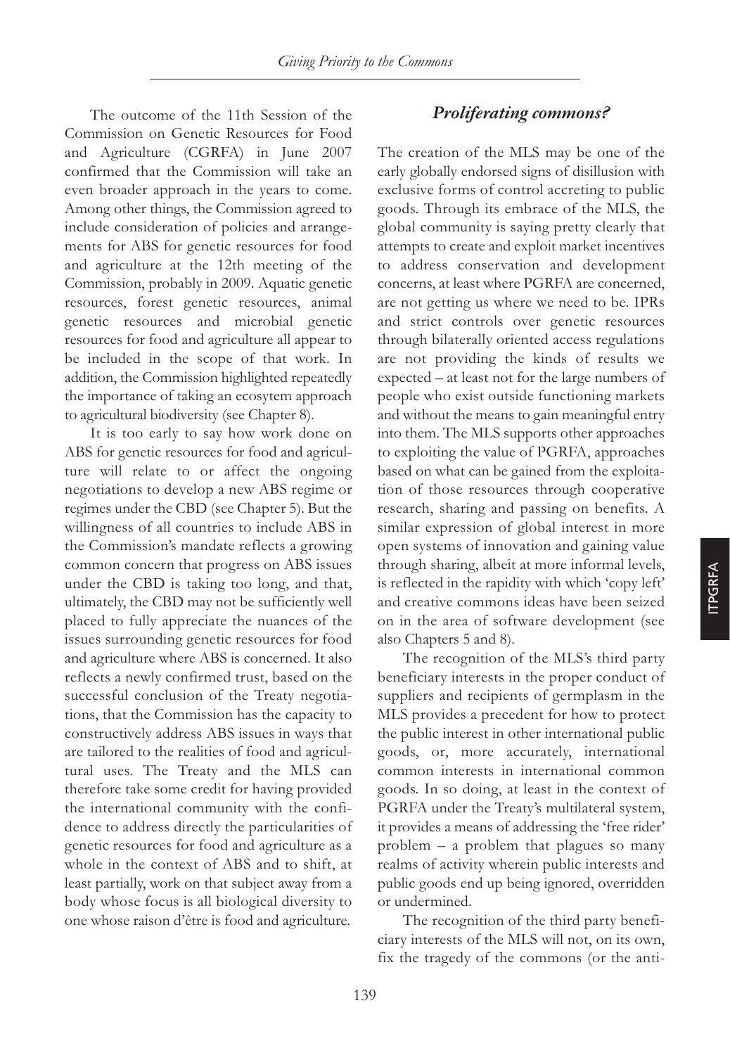The outcome of the 11th Session of the Commission on Genetic Resources for Food and Agriculture (CGRFA) in June 2007 confirmed that the Commission will take an even broader approach in the years to come. Among other things, the Commission agreed to include consideration of policies and arrangements for ABS for genetic resources for food and agriculture at the 12th meeting of the Commission, probably in 2009. Aquatic genetic resources, forest genetic resources, animal genetic resources and microbial genetic resources for food and agriculture all appear to be included in the scope of that work. In addition, the Commission highlighted repeatedly the importance of taking an ecosytem approach to agricultural biodiversity (see Chapter 8).

It is too early to say how work done on ABS for genetic resources for food and agriculture will relate to or affect the ongoing negotiations to develop a new ABS regime or regimes under the CBD (see Chapter 5). But the willingness of all countries to include ABS in the Commission's mandate reflects a growing common concern that progress on ABS issues under the CBD is taking too long, and that, ultimately, the CBD may not be sufficiently well placed to fully appreciate the nuances of the issues surrounding genetic resources for food and agriculture where ABS is concerned. It also reflects a newly confirmed trust, based on the successful conclusion of the Treaty negotiations, that the Commission has the capacity to constructively address ABS issues in ways that are tailored to the realities of food and agricultural uses. The Treaty and the MLS can therefore take some credit for having provided the international community with the confidence to address directly the particularities of genetic resources for food and agriculture as a whole in the context of ABS and to shift, at least partially, work on that subject away from a body whose focus is all biological diversity to one whose raison d'être is food and agriculture.

## *Proliferating commons?*

The creation of the MLS may be one of the early globally endorsed signs of disillusion with exclusive forms of control accreting to public goods. Through its embrace of the MLS, the global community is saying pretty clearly that attempts to create and exploit market incentives to address conservation and development concerns, at least where PGRFA are concerned, are not getting us where we need to be. IPRs and strict controls over genetic resources through bilaterally oriented access regulations are not providing the kinds of results we expected – at least not for the large numbers of people who exist outside functioning markets and without the means to gain meaningful entry into them. The MLS supports other approaches to exploiting the value of PGRFA, approaches based on what can be gained from the exploitation of those resources through cooperative research, sharing and passing on benefits. A similar expression of global interest in more open systems of innovation and gaining value through sharing, albeit at more informal levels, is reflected in the rapidity with which 'copy left' and creative commons ideas have been seized on in the area of software development (see also Chapters 5 and 8).

The recognition of the MLS's third party beneficiary interests in the proper conduct of suppliers and recipients of germplasm in the MLS provides a precedent for how to protect the public interest in other international public goods, or, more accurately, international common interests in international common goods. In so doing, at least in the context of PGRFA under the Treaty's multilateral system, it provides a means of addressing the 'free rider' problem – a problem that plagues so many realms of activity wherein public interests and public goods end up being ignored, overridden or undermined.

The recognition of the third party beneficiary interests of the MLS will not, on its own, fix the tragedy of the commons (or the anti-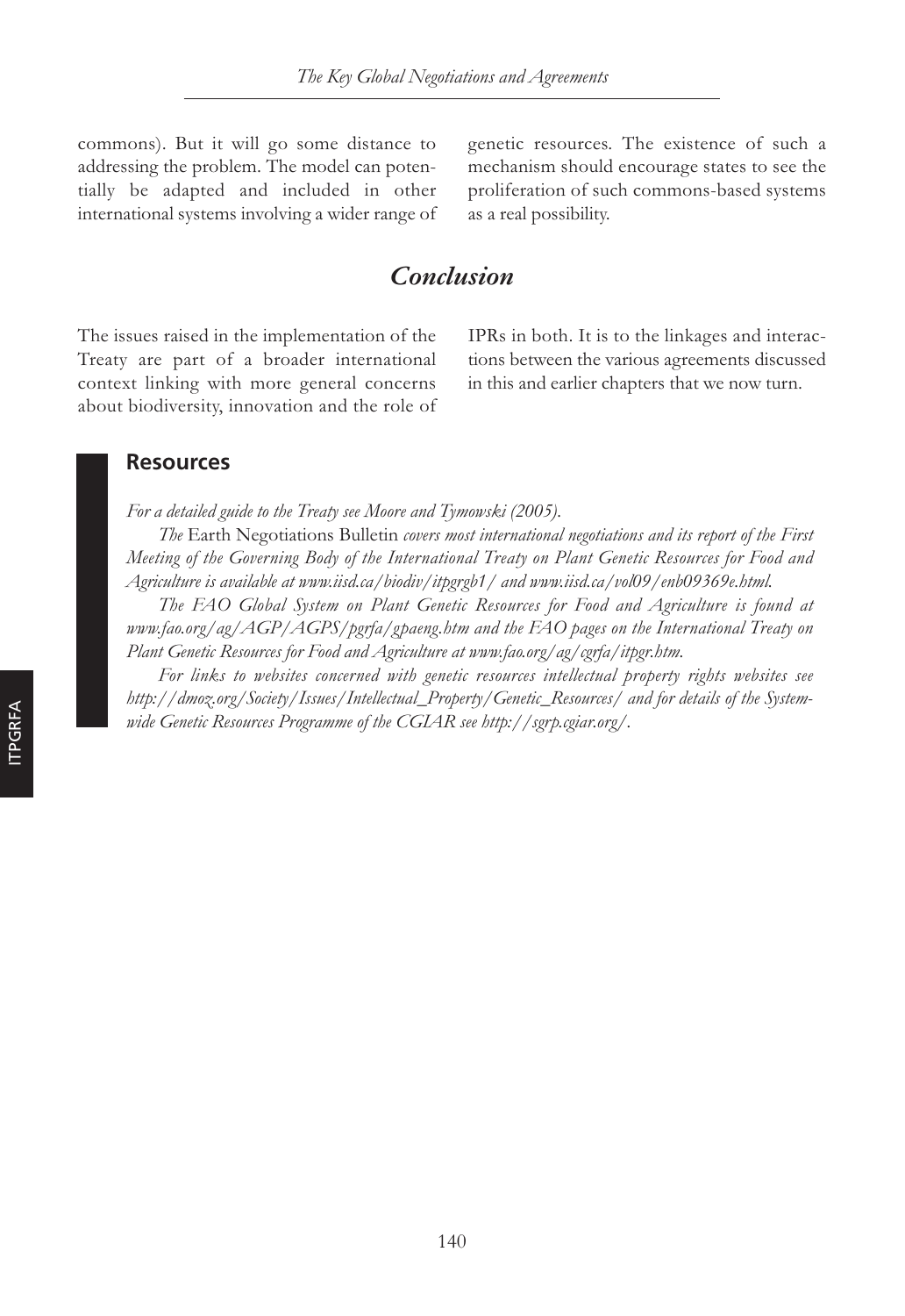commons). But it will go some distance to addressing the problem. The model can potentially be adapted and included in other international systems involving a wider range of genetic resources. The existence of such a mechanism should encourage states to see the proliferation of such commons-based systems as a real possibility.

## *Conclusion*

The issues raised in the implementation of the Treaty are part of a broader international context linking with more general concerns about biodiversity, innovation and the role of IPRs in both. It is to the linkages and interactions between the various agreements discussed in this and earlier chapters that we now turn.

### Resources

*For a detailed guide to the Treaty see Moore and Tymowski (2005).*

*The* Earth Negotiations Bulletin *covers most international negotiations and its report of the First Meeting of the Governing Body of the International Treaty on Plant Genetic Resources for Food and Agriculture is available at www.iisd.ca/biodiv/itpgrgb1/ and www.iisd.ca/vol09/enb09369e.html.*

*The FAO Global System on Plant Genetic Resources for Food and Agriculture is found at www.fao.org/ag/AGP/AGPS/pgrfa/gpaeng.htm and the FAO pages on the International Treaty on Plant Genetic Resources for Food and Agriculture at www.fao.org/ag/cgrfa/itpgr.htm.*

*For links to websites concerned with genetic resources intellectual property rights websites see http://dmoz.org/Society/Issues/Intellectual_Property/Genetic_Resources/ and for details of the System-wide Genetic Resources Programme of the CGIAR see http://sgrp.cgiar.org/.*